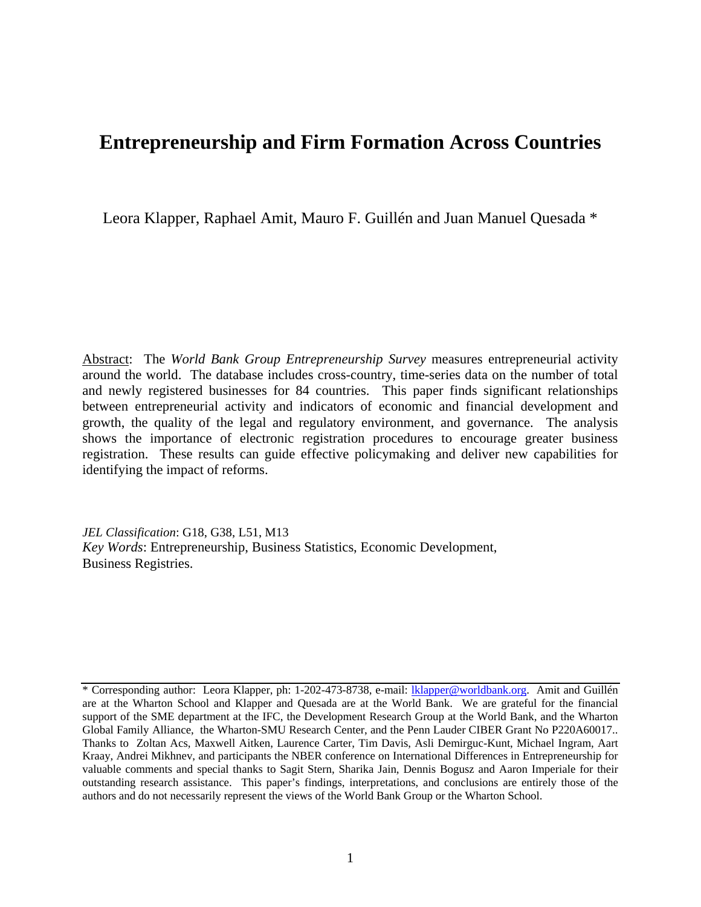# Entrepreneurship and Firm Formation Across Countries

Leora Klapper, Raphael Amit, Mauro F. Guillén and Juan Manuel Quesada *

Abstract: The *World Bank Group Entrepreneurship Survey* measures entrepreneurial activity around the world. The database includes cross-country, time-series data on the number of total and newly registered businesses for 84 countries. This paper finds significant relationships between entrepreneurial activity and indicators of economic and financial development and growth, the quality of the legal and regulatory environment, and governance. The analysis shows the importance of electronic registration procedures to encourage greater business registration. These results can guide effective policymaking and deliver new capabilities for identifying the impact of reforms.

*JEL Classification*: G18, G38, L51, M13
*Key Words*: Entrepreneurship, Business Statistics, Economic Development, Business Registries.

---

\* Corresponding author: Leora Klapper, ph: 1-202-473-8738, e-mail: lklapper@worldbank.org. Amit and Guillén are at the Wharton School and Klapper and Quesada are at the World Bank. We are grateful for the financial support of the SME department at the IFC, the Development Research Group at the World Bank, and the Wharton Global Family Alliance, the Wharton-SMU Research Center, and the Penn Lauder CIBER Grant No P220A60017.. Thanks to Zoltan Acs, Maxwell Aitken, Laurence Carter, Tim Davis, Asli Demirguc-Kunt, Michael Ingram, Aart Kraay, Andrei Mikhnev, and participants the NBER conference on International Differences in Entrepreneurship for valuable comments and special thanks to Sagit Stern, Sharika Jain, Dennis Bogusz and Aaron Imperiale for their outstanding research assistance. This paper's findings, interpretations, and conclusions are entirely those of the authors and do not necessarily represent the views of the World Bank Group or the Wharton School.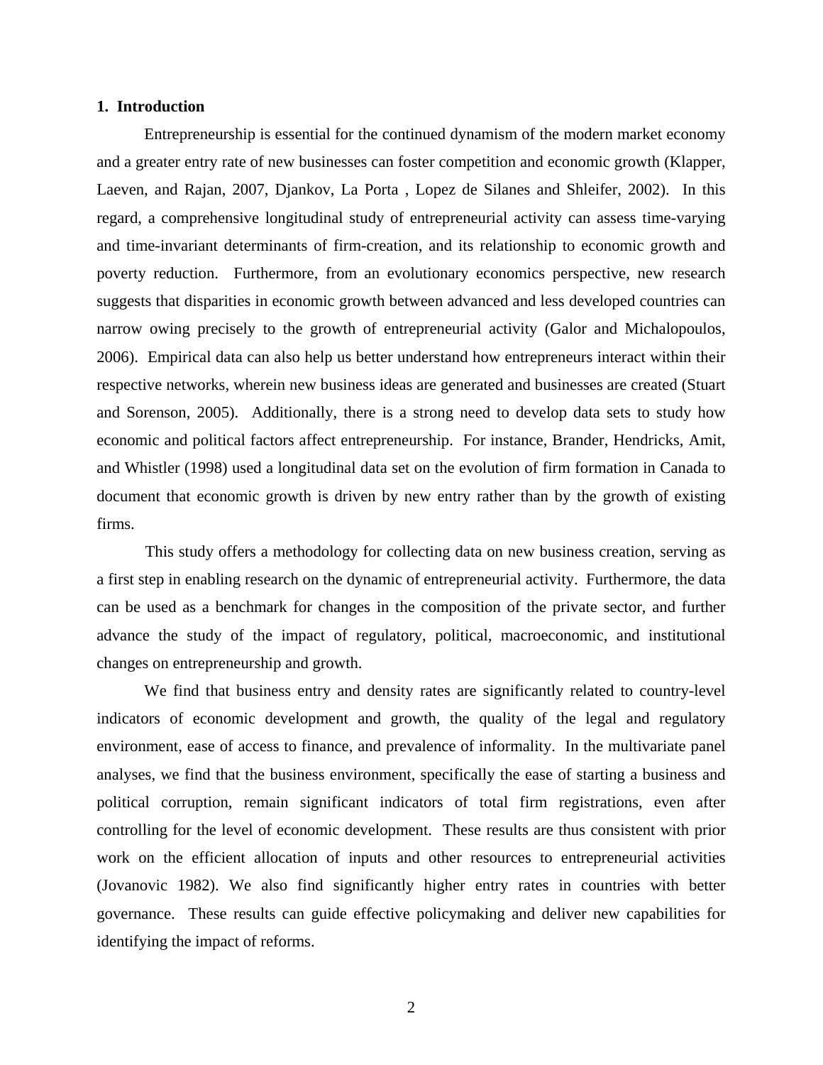## 1. Introduction

Entrepreneurship is essential for the continued dynamism of the modern market economy and a greater entry rate of new businesses can foster competition and economic growth (Klapper, Laeven, and Rajan, 2007, Djankov, La Porta , Lopez de Silanes and Shleifer, 2002). In this regard, a comprehensive longitudinal study of entrepreneurial activity can assess time-varying and time-invariant determinants of firm-creation, and its relationship to economic growth and poverty reduction. Furthermore, from an evolutionary economics perspective, new research suggests that disparities in economic growth between advanced and less developed countries can narrow owing precisely to the growth of entrepreneurial activity (Galor and Michalopoulos, 2006). Empirical data can also help us better understand how entrepreneurs interact within their respective networks, wherein new business ideas are generated and businesses are created (Stuart and Sorenson, 2005). Additionally, there is a strong need to develop data sets to study how economic and political factors affect entrepreneurship. For instance, Brander, Hendricks, Amit, and Whistler (1998) used a longitudinal data set on the evolution of firm formation in Canada to document that economic growth is driven by new entry rather than by the growth of existing firms.

This study offers a methodology for collecting data on new business creation, serving as a first step in enabling research on the dynamic of entrepreneurial activity. Furthermore, the data can be used as a benchmark for changes in the composition of the private sector, and further advance the study of the impact of regulatory, political, macroeconomic, and institutional changes on entrepreneurship and growth.

We find that business entry and density rates are significantly related to country-level indicators of economic development and growth, the quality of the legal and regulatory environment, ease of access to finance, and prevalence of informality. In the multivariate panel analyses, we find that the business environment, specifically the ease of starting a business and political corruption, remain significant indicators of total firm registrations, even after controlling for the level of economic development. These results are thus consistent with prior work on the efficient allocation of inputs and other resources to entrepreneurial activities (Jovanovic 1982). We also find significantly higher entry rates in countries with better governance. These results can guide effective policymaking and deliver new capabilities for identifying the impact of reforms.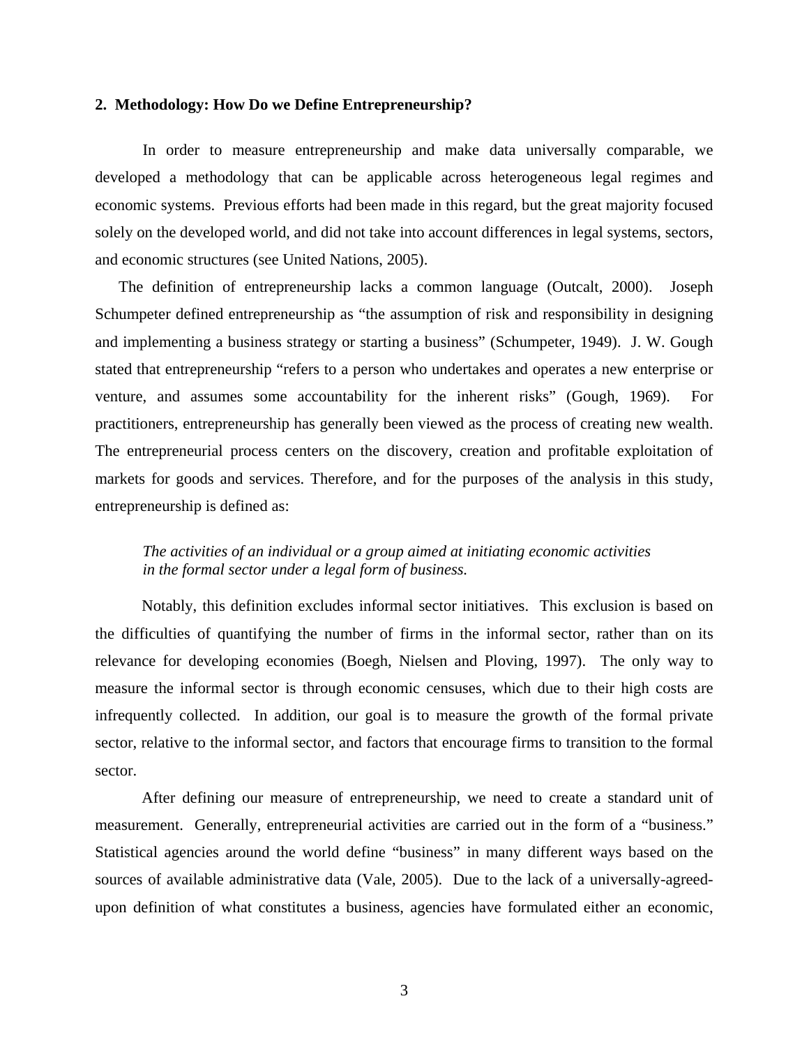## 2. Methodology: How Do we Define Entrepreneurship?

In order to measure entrepreneurship and make data universally comparable, we developed a methodology that can be applicable across heterogeneous legal regimes and economic systems. Previous efforts had been made in this regard, but the great majority focused solely on the developed world, and did not take into account differences in legal systems, sectors, and economic structures (see United Nations, 2005).

The definition of entrepreneurship lacks a common language (Outcalt, 2000). Joseph Schumpeter defined entrepreneurship as "the assumption of risk and responsibility in designing and implementing a business strategy or starting a business" (Schumpeter, 1949). J. W. Gough stated that entrepreneurship "refers to a person who undertakes and operates a new enterprise or venture, and assumes some accountability for the inherent risks" (Gough, 1969). For practitioners, entrepreneurship has generally been viewed as the process of creating new wealth. The entrepreneurial process centers on the discovery, creation and profitable exploitation of markets for goods and services. Therefore, and for the purposes of the analysis in this study, entrepreneurship is defined as:

> *The activities of an individual or a group aimed at initiating economic activities in the formal sector under a legal form of business.*

Notably, this definition excludes informal sector initiatives. This exclusion is based on the difficulties of quantifying the number of firms in the informal sector, rather than on its relevance for developing economies (Boegh, Nielsen and Ploving, 1997). The only way to measure the informal sector is through economic censuses, which due to their high costs are infrequently collected. In addition, our goal is to measure the growth of the formal private sector, relative to the informal sector, and factors that encourage firms to transition to the formal sector.

After defining our measure of entrepreneurship, we need to create a standard unit of measurement. Generally, entrepreneurial activities are carried out in the form of a "business." Statistical agencies around the world define "business" in many different ways based on the sources of available administrative data (Vale, 2005). Due to the lack of a universally-agreed-upon definition of what constitutes a business, agencies have formulated either an economic,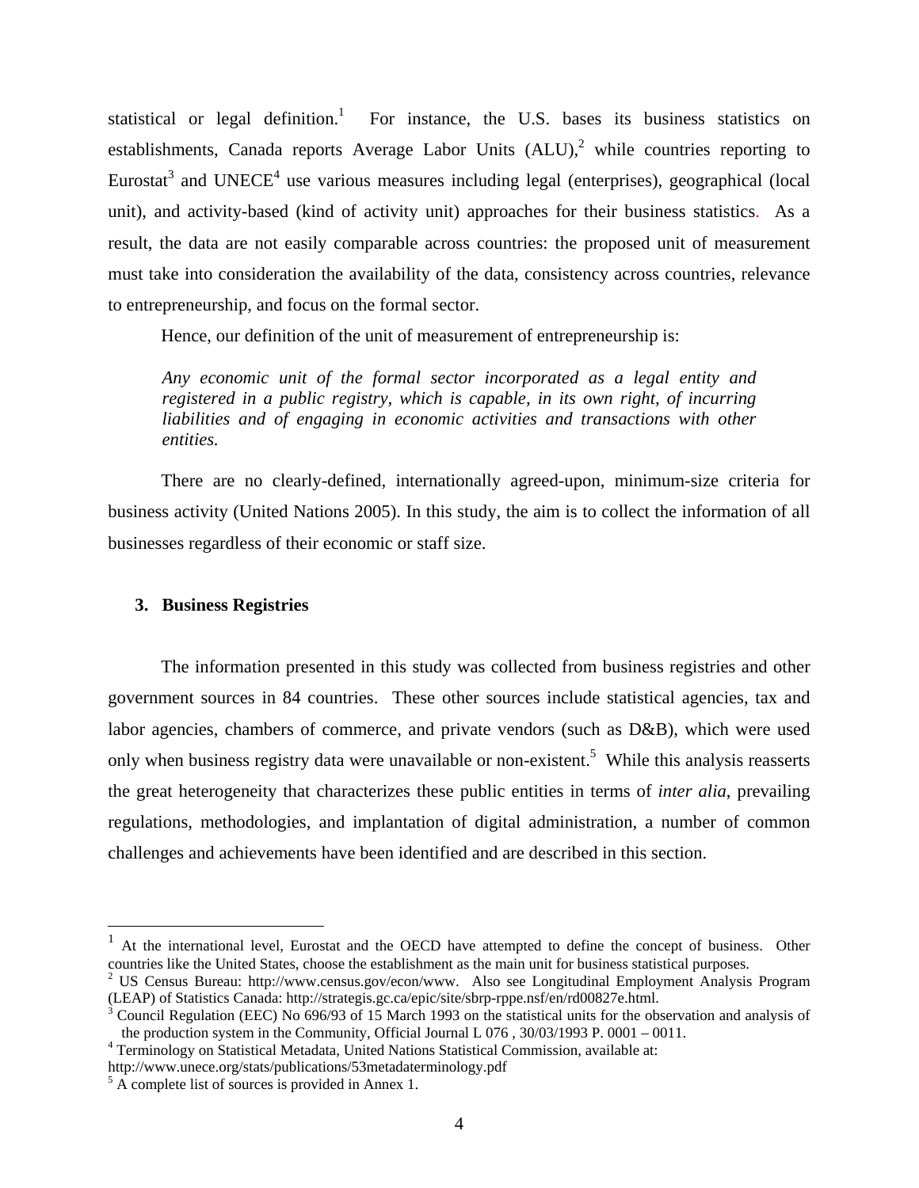statistical or legal definition.[1] For instance, the U.S. bases its business statistics on establishments, Canada reports Average Labor Units (ALU),[2] while countries reporting to Eurostat[3] and UNECE[4] use various measures including legal (enterprises), geographical (local unit), and activity-based (kind of activity unit) approaches for their business statistics. As a result, the data are not easily comparable across countries: the proposed unit of measurement must take into consideration the availability of the data, consistency across countries, relevance to entrepreneurship, and focus on the formal sector.

Hence, our definition of the unit of measurement of entrepreneurship is:

> *Any economic unit of the formal sector incorporated as a legal entity and registered in a public registry, which is capable, in its own right, of incurring liabilities and of engaging in economic activities and transactions with other entities.*

There are no clearly-defined, internationally agreed-upon, minimum-size criteria for business activity (United Nations 2005). In this study, the aim is to collect the information of all businesses regardless of their economic or staff size.

## 3. Business Registries

The information presented in this study was collected from business registries and other government sources in 84 countries. These other sources include statistical agencies, tax and labor agencies, chambers of commerce, and private vendors (such as D&B), which were used only when business registry data were unavailable or non-existent.[5] While this analysis reasserts the great heterogeneity that characterizes these public entities in terms of *inter alia*, prevailing regulations, methodologies, and implantation of digital administration, a number of common challenges and achievements have been identified and are described in this section.

---

[1] At the international level, Eurostat and the OECD have attempted to define the concept of business. Other countries like the United States, choose the establishment as the main unit for business statistical purposes.

[2] US Census Bureau: http://www.census.gov/econ/www. Also see Longitudinal Employment Analysis Program (LEAP) of Statistics Canada: http://strategis.gc.ca/epic/site/sbrp-rppe.nsf/en/rd00827e.html.

[3] Council Regulation (EEC) No 696/93 of 15 March 1993 on the statistical units for the observation and analysis of the production system in the Community, Official Journal L 076 , 30/03/1993 P. 0001 – 0011.

[4] Terminology on Statistical Metadata, United Nations Statistical Commission, available at: http://www.unece.org/stats/publications/53metadaterminology.pdf

[5] A complete list of sources is provided in Annex 1.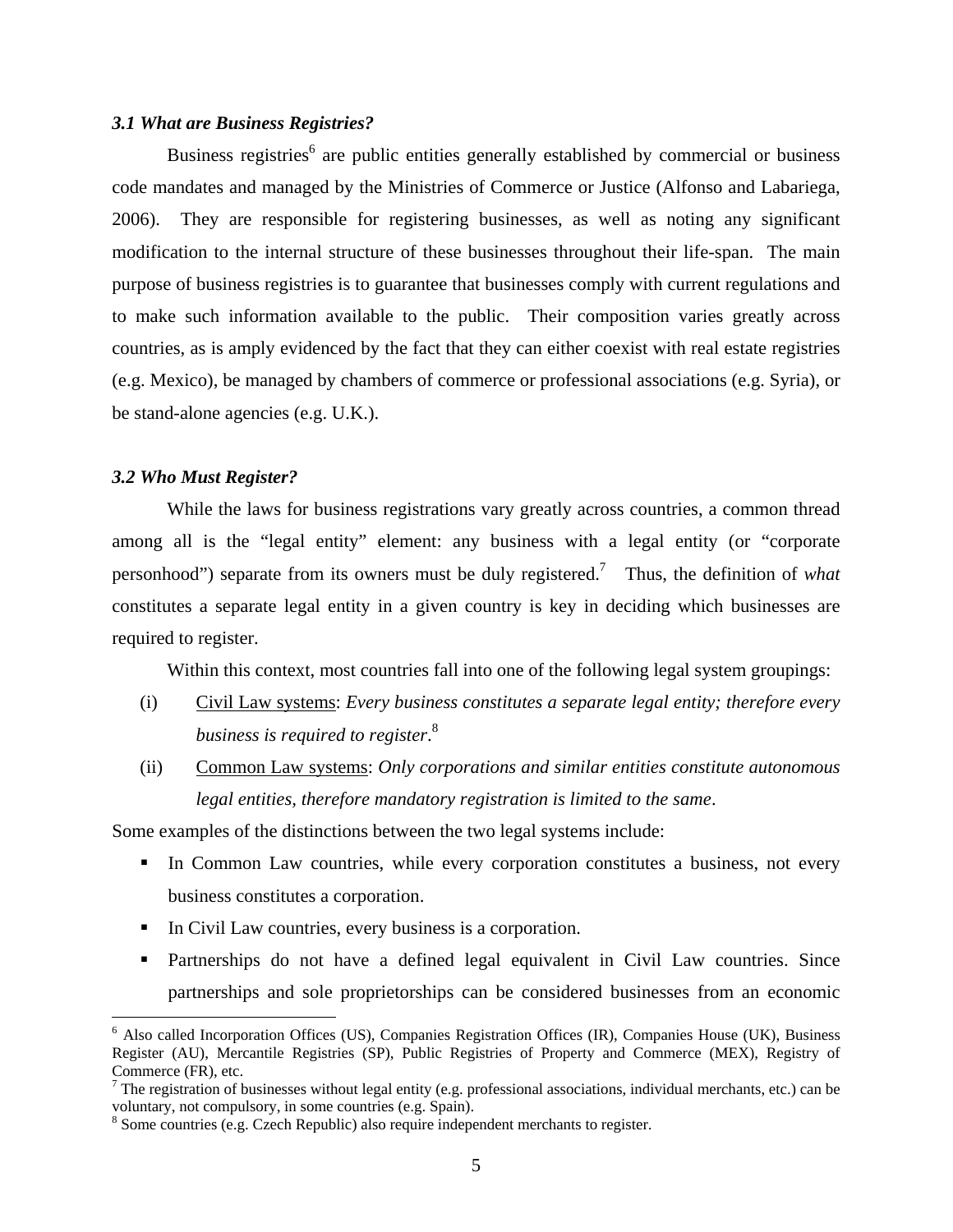### *3.1 What are Business Registries?*

Business registries[6] are public entities generally established by commercial or business code mandates and managed by the Ministries of Commerce or Justice (Alfonso and Labariega, 2006). They are responsible for registering businesses, as well as noting any significant modification to the internal structure of these businesses throughout their life-span. The main purpose of business registries is to guarantee that businesses comply with current regulations and to make such information available to the public. Their composition varies greatly across countries, as is amply evidenced by the fact that they can either coexist with real estate registries (e.g. Mexico), be managed by chambers of commerce or professional associations (e.g. Syria), or be stand-alone agencies (e.g. U.K.).

### *3.2 Who Must Register?*

While the laws for business registrations vary greatly across countries, a common thread among all is the "legal entity" element: any business with a legal entity (or "corporate personhood") separate from its owners must be duly registered.[7] Thus, the definition of *what* constitutes a separate legal entity in a given country is key in deciding which businesses are required to register.

Within this context, most countries fall into one of the following legal system groupings:

(i) Civil Law systems: *Every business constitutes a separate legal entity; therefore every business is required to register*.[8]

(ii) Common Law systems: *Only corporations and similar entities constitute autonomous legal entities, therefore mandatory registration is limited to the same*.

Some examples of the distinctions between the two legal systems include:

- In Common Law countries, while every corporation constitutes a business, not every business constitutes a corporation.
- In Civil Law countries, every business is a corporation.
- Partnerships do not have a defined legal equivalent in Civil Law countries. Since partnerships and sole proprietorships can be considered businesses from an economic

---

[6] Also called Incorporation Offices (US), Companies Registration Offices (IR), Companies House (UK), Business Register (AU), Mercantile Registries (SP), Public Registries of Property and Commerce (MEX), Registry of Commerce (FR), etc.

[7] The registration of businesses without legal entity (e.g. professional associations, individual merchants, etc.) can be voluntary, not compulsory, in some countries (e.g. Spain).

[8] Some countries (e.g. Czech Republic) also require independent merchants to register.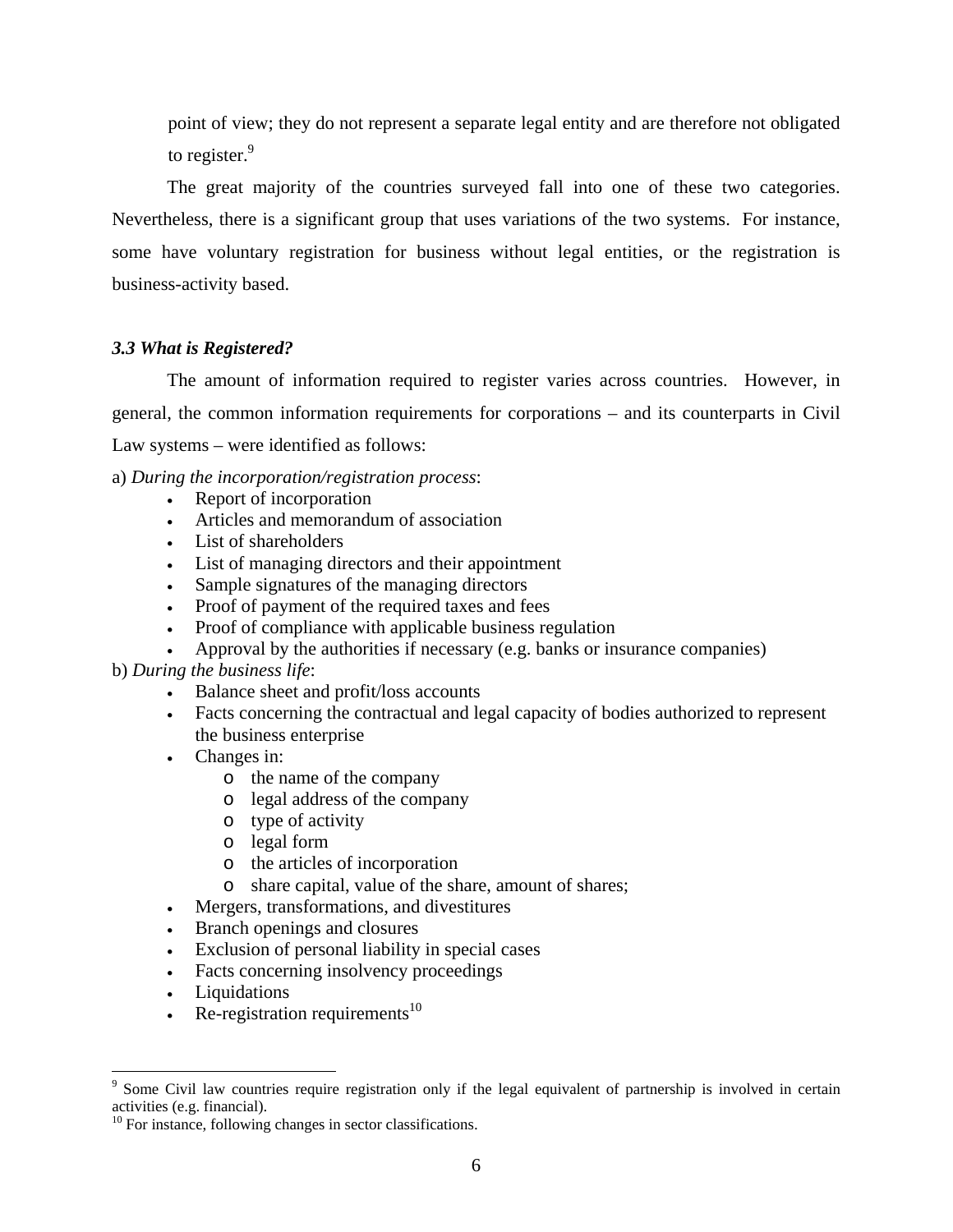point of view; they do not represent a separate legal entity and are therefore not obligated to register.[9]

The great majority of the countries surveyed fall into one of these two categories. Nevertheless, there is a significant group that uses variations of the two systems. For instance, some have voluntary registration for business without legal entities, or the registration is business-activity based.

### *3.3 What is Registered?*

The amount of information required to register varies across countries. However, in general, the common information requirements for corporations – and its counterparts in Civil Law systems – were identified as follows:

a) *During the incorporation/registration process*:

- Report of incorporation
- Articles and memorandum of association
- List of shareholders
- List of managing directors and their appointment
- Sample signatures of the managing directors
- Proof of payment of the required taxes and fees
- Proof of compliance with applicable business regulation
- Approval by the authorities if necessary (e.g. banks or insurance companies)

b) *During the business life*:

- Balance sheet and profit/loss accounts
- Facts concerning the contractual and legal capacity of bodies authorized to represent the business enterprise
- Changes in:
  - the name of the company
  - legal address of the company
  - type of activity
  - legal form
  - the articles of incorporation
  - share capital, value of the share, amount of shares;
- Mergers, transformations, and divestitures
- Branch openings and closures
- Exclusion of personal liability in special cases
- Facts concerning insolvency proceedings
- Liquidations
- Re-registration requirements[10]

---

[9] Some Civil law countries require registration only if the legal equivalent of partnership is involved in certain activities (e.g. financial).

[10] For instance, following changes in sector classifications.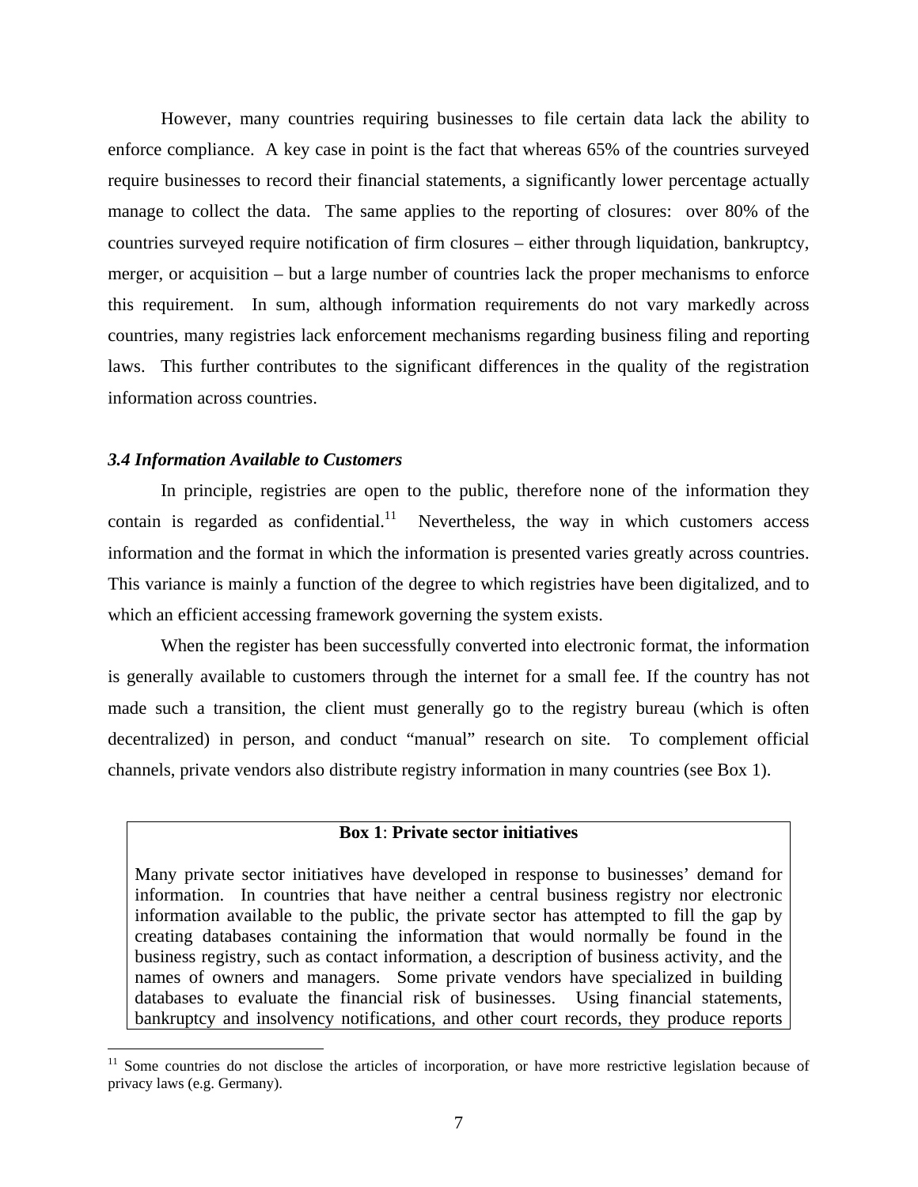However, many countries requiring businesses to file certain data lack the ability to enforce compliance. A key case in point is the fact that whereas 65% of the countries surveyed require businesses to record their financial statements, a significantly lower percentage actually manage to collect the data. The same applies to the reporting of closures: over 80% of the countries surveyed require notification of firm closures – either through liquidation, bankruptcy, merger, or acquisition – but a large number of countries lack the proper mechanisms to enforce this requirement. In sum, although information requirements do not vary markedly across countries, many registries lack enforcement mechanisms regarding business filing and reporting laws. This further contributes to the significant differences in the quality of the registration information across countries.

### *3.4 Information Available to Customers*

In principle, registries are open to the public, therefore none of the information they contain is regarded as confidential.[11] Nevertheless, the way in which customers access information and the format in which the information is presented varies greatly across countries. This variance is mainly a function of the degree to which registries have been digitalized, and to which an efficient accessing framework governing the system exists.

When the register has been successfully converted into electronic format, the information is generally available to customers through the internet for a small fee. If the country has not made such a transition, the client must generally go to the registry bureau (which is often decentralized) in person, and conduct "manual" research on site. To complement official channels, private vendors also distribute registry information in many countries (see Box 1).

**Box 1**: **Private sector initiatives**

Many private sector initiatives have developed in response to businesses' demand for information. In countries that have neither a central business registry nor electronic information available to the public, the private sector has attempted to fill the gap by creating databases containing the information that would normally be found in the business registry, such as contact information, a description of business activity, and the names of owners and managers. Some private vendors have specialized in building databases to evaluate the financial risk of businesses. Using financial statements, bankruptcy and insolvency notifications, and other court records, they produce reports

[11] Some countries do not disclose the articles of incorporation, or have more restrictive legislation because of privacy laws (e.g. Germany).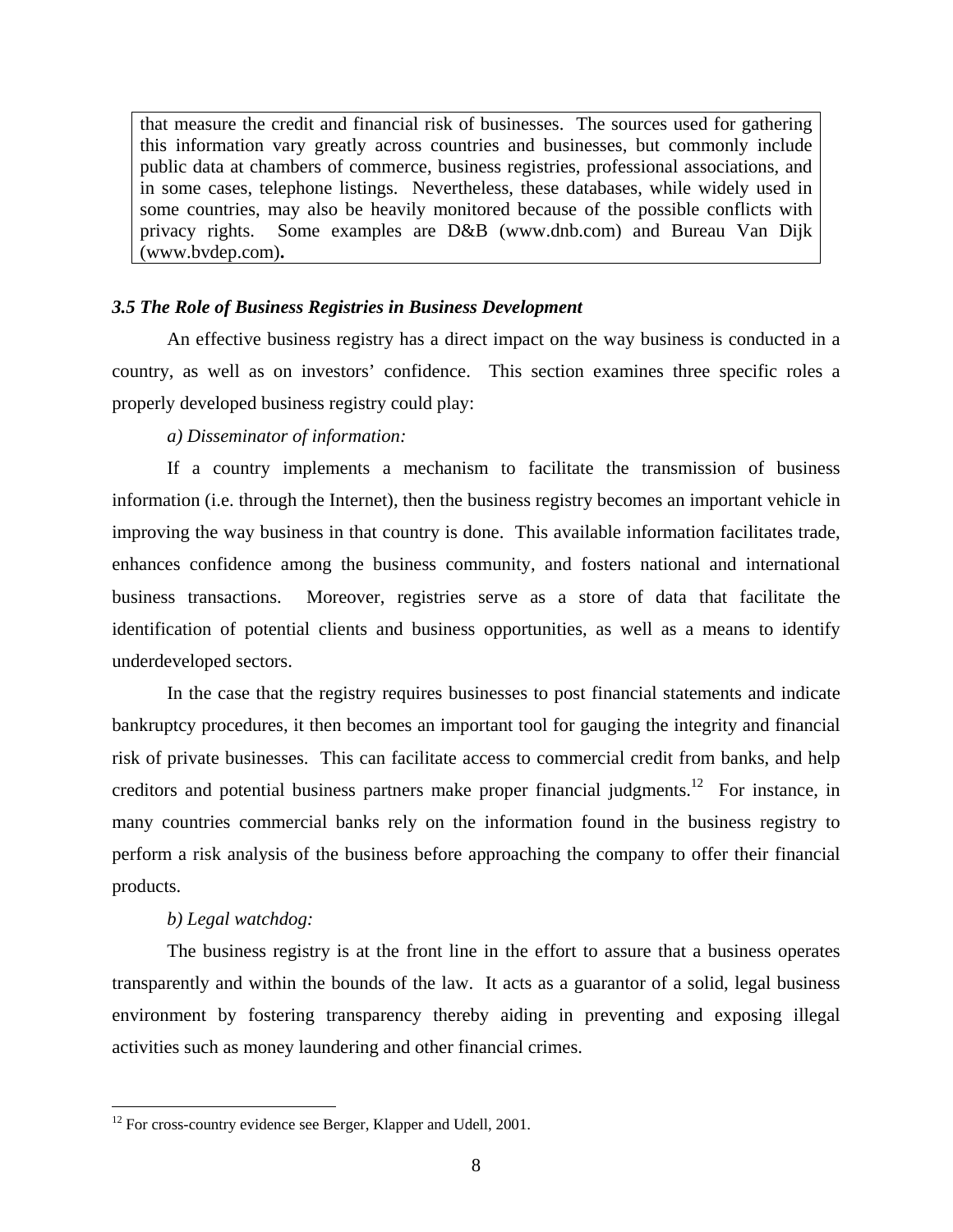that measure the credit and financial risk of businesses. The sources used for gathering this information vary greatly across countries and businesses, but commonly include public data at chambers of commerce, business registries, professional associations, and in some cases, telephone listings. Nevertheless, these databases, while widely used in some countries, may also be heavily monitored because of the possible conflicts with privacy rights. Some examples are D&B (www.dnb.com) and Bureau Van Dijk (www.bvdep.com).

### *3.5 The Role of Business Registries in Business Development*

An effective business registry has a direct impact on the way business is conducted in a country, as well as on investors' confidence. This section examines three specific roles a properly developed business registry could play:

*a) Disseminator of information:*

If a country implements a mechanism to facilitate the transmission of business information (i.e. through the Internet), then the business registry becomes an important vehicle in improving the way business in that country is done. This available information facilitates trade, enhances confidence among the business community, and fosters national and international business transactions. Moreover, registries serve as a store of data that facilitate the identification of potential clients and business opportunities, as well as a means to identify underdeveloped sectors.

In the case that the registry requires businesses to post financial statements and indicate bankruptcy procedures, it then becomes an important tool for gauging the integrity and financial risk of private businesses. This can facilitate access to commercial credit from banks, and help creditors and potential business partners make proper financial judgments.[12] For instance, in many countries commercial banks rely on the information found in the business registry to perform a risk analysis of the business before approaching the company to offer their financial products.

*b) Legal watchdog:*

The business registry is at the front line in the effort to assure that a business operates transparently and within the bounds of the law. It acts as a guarantor of a solid, legal business environment by fostering transparency thereby aiding in preventing and exposing illegal activities such as money laundering and other financial crimes.

[12] For cross-country evidence see Berger, Klapper and Udell, 2001.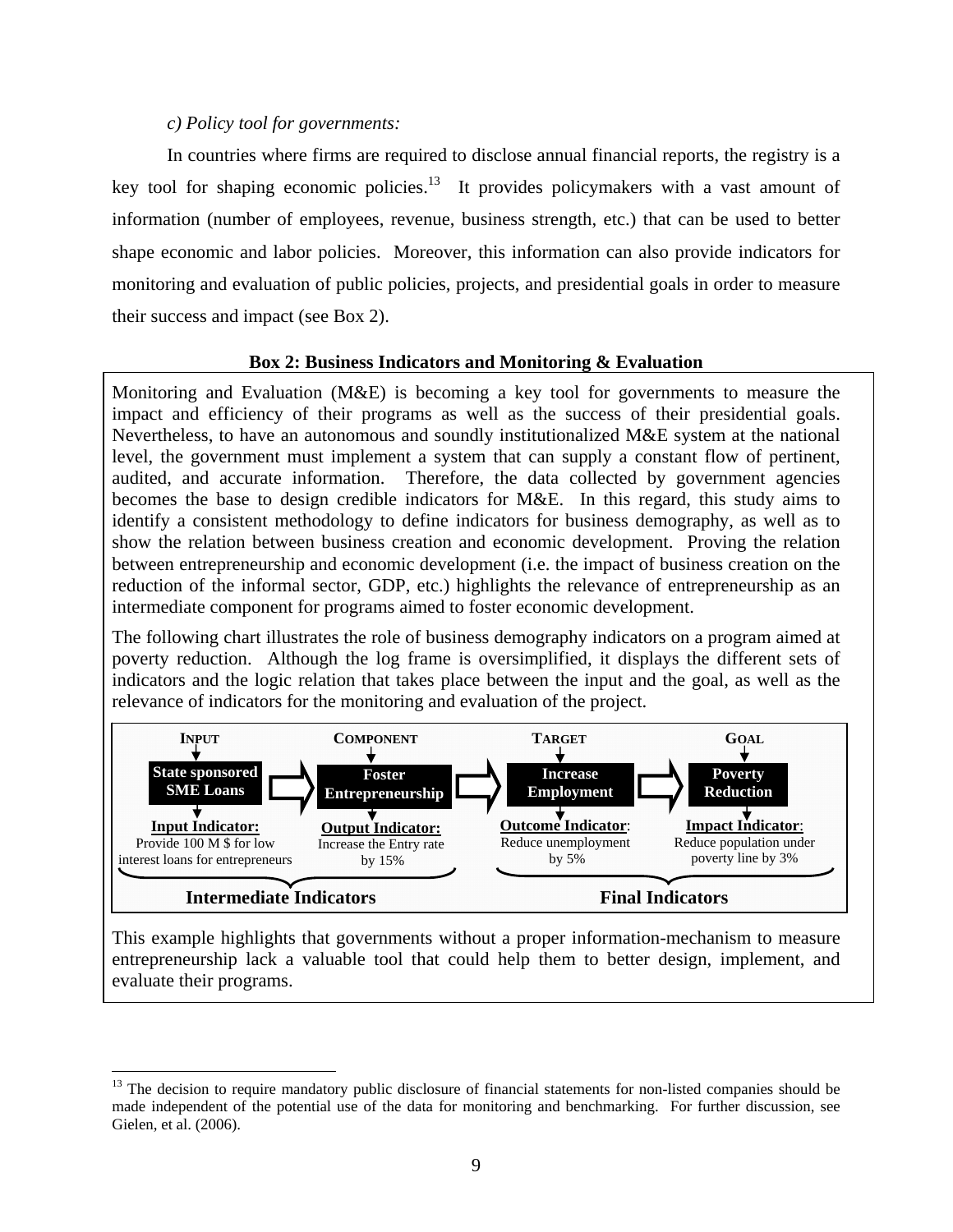*c) Policy tool for governments:*

In countries where firms are required to disclose annual financial reports, the registry is a key tool for shaping economic policies.[13] It provides policymakers with a vast amount of information (number of employees, revenue, business strength, etc.) that can be used to better shape economic and labor policies. Moreover, this information can also provide indicators for monitoring and evaluation of public policies, projects, and presidential goals in order to measure their success and impact (see Box 2).

**Box 2: Business Indicators and Monitoring & Evaluation**

Monitoring and Evaluation (M&E) is becoming a key tool for governments to measure the impact and efficiency of their programs as well as the success of their presidential goals. Nevertheless, to have an autonomous and soundly institutionalized M&E system at the national level, the government must implement a system that can supply a constant flow of pertinent, audited, and accurate information. Therefore, the data collected by government agencies becomes the base to design credible indicators for M&E. In this regard, this study aims to identify a consistent methodology to define indicators for business demography, as well as to show the relation between business creation and economic development. Proving the relation between entrepreneurship and economic development (i.e. the impact of business creation on the reduction of the informal sector, GDP, etc.) highlights the relevance of entrepreneurship as an intermediate component for programs aimed to foster economic development.

The following chart illustrates the role of business demography indicators on a program aimed at poverty reduction. Although the log frame is oversimplified, it displays the different sets of indicators and the logic relation that takes place between the input and the goal, as well as the relevance of indicators for the monitoring and evaluation of the project.

| INPUT | COMPONENT | TARGET | GOAL |
|---|---|---|---|
| **State sponsored SME Loans** | **Foster Entrepreneurship** | **Increase Employment** | **Poverty Reduction** |
| **Input Indicator:** Provide 100 M $ for low interest loans for entrepreneurs | **Output Indicator:** Increase the Entry rate by 15% | **Outcome Indicator**: Reduce unemployment by 5% | **Impact Indicator**: Reduce population under poverty line by 3% |
| **Intermediate Indicators** | | **Final Indicators** | |

This example highlights that governments without a proper information-mechanism to measure entrepreneurship lack a valuable tool that could help them to better design, implement, and evaluate their programs.

---

[13] The decision to require mandatory public disclosure of financial statements for non-listed companies should be made independent of the potential use of the data for monitoring and benchmarking. For further discussion, see Gielen, et al. (2006).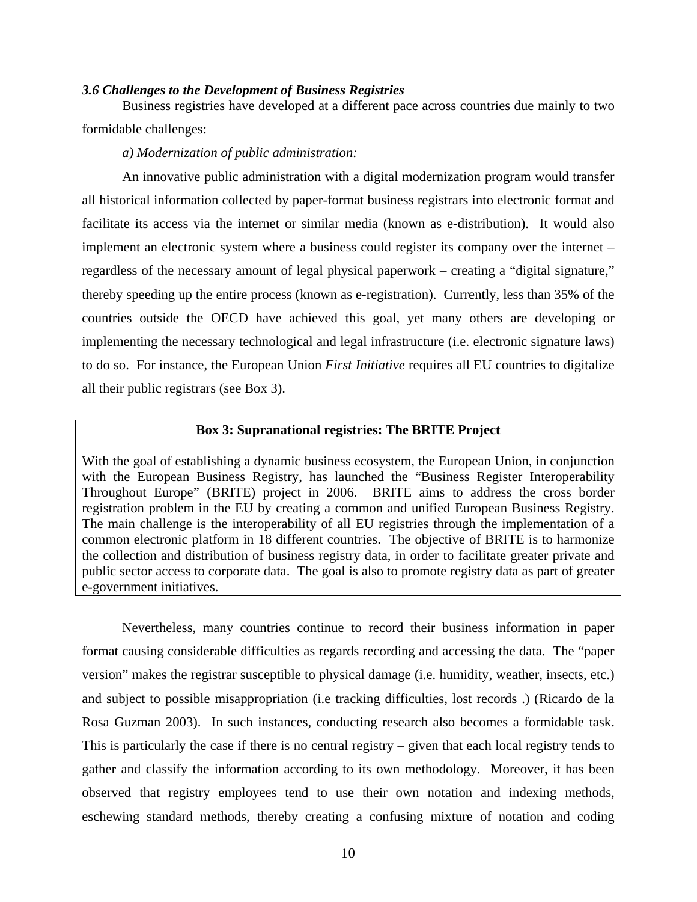### *3.6 Challenges to the Development of Business Registries*

Business registries have developed at a different pace across countries due mainly to two formidable challenges:

*a) Modernization of public administration:*

An innovative public administration with a digital modernization program would transfer all historical information collected by paper-format business registrars into electronic format and facilitate its access via the internet or similar media (known as e-distribution). It would also implement an electronic system where a business could register its company over the internet – regardless of the necessary amount of legal physical paperwork – creating a "digital signature," thereby speeding up the entire process (known as e-registration). Currently, less than 35% of the countries outside the OECD have achieved this goal, yet many others are developing or implementing the necessary technological and legal infrastructure (i.e. electronic signature laws) to do so. For instance, the European Union *First Initiative* requires all EU countries to digitalize all their public registrars (see Box 3).

> **Box 3: Supranational registries: The BRITE Project**
>
> With the goal of establishing a dynamic business ecosystem, the European Union, in conjunction with the European Business Registry, has launched the "Business Register Interoperability Throughout Europe" (BRITE) project in 2006. BRITE aims to address the cross border registration problem in the EU by creating a common and unified European Business Registry. The main challenge is the interoperability of all EU registries through the implementation of a common electronic platform in 18 different countries. The objective of BRITE is to harmonize the collection and distribution of business registry data, in order to facilitate greater private and public sector access to corporate data. The goal is also to promote registry data as part of greater e-government initiatives.

Nevertheless, many countries continue to record their business information in paper format causing considerable difficulties as regards recording and accessing the data. The "paper version" makes the registrar susceptible to physical damage (i.e. humidity, weather, insects, etc.) and subject to possible misappropriation (i.e tracking difficulties, lost records .) (Ricardo de la Rosa Guzman 2003). In such instances, conducting research also becomes a formidable task. This is particularly the case if there is no central registry – given that each local registry tends to gather and classify the information according to its own methodology. Moreover, it has been observed that registry employees tend to use their own notation and indexing methods, eschewing standard methods, thereby creating a confusing mixture of notation and coding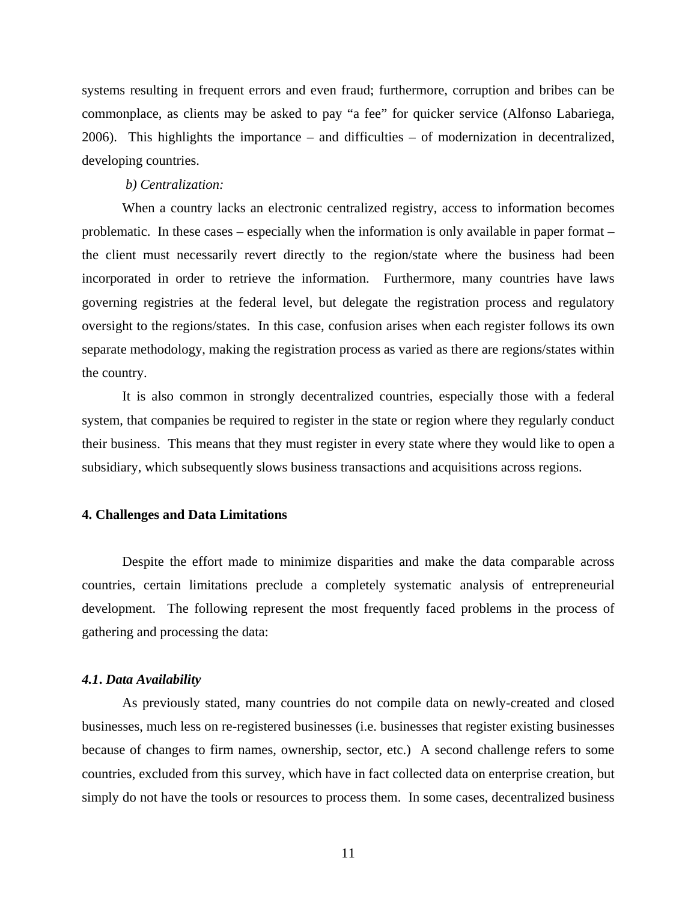systems resulting in frequent errors and even fraud; furthermore, corruption and bribes can be commonplace, as clients may be asked to pay "a fee" for quicker service (Alfonso Labariega, 2006). This highlights the importance – and difficulties – of modernization in decentralized, developing countries.

*b) Centralization:*

When a country lacks an electronic centralized registry, access to information becomes problematic. In these cases – especially when the information is only available in paper format – the client must necessarily revert directly to the region/state where the business had been incorporated in order to retrieve the information. Furthermore, many countries have laws governing registries at the federal level, but delegate the registration process and regulatory oversight to the regions/states. In this case, confusion arises when each register follows its own separate methodology, making the registration process as varied as there are regions/states within the country.

It is also common in strongly decentralized countries, especially those with a federal system, that companies be required to register in the state or region where they regularly conduct their business. This means that they must register in every state where they would like to open a subsidiary, which subsequently slows business transactions and acquisitions across regions.

## 4. Challenges and Data Limitations

Despite the effort made to minimize disparities and make the data comparable across countries, certain limitations preclude a completely systematic analysis of entrepreneurial development. The following represent the most frequently faced problems in the process of gathering and processing the data:

### *4.1. Data Availability*

As previously stated, many countries do not compile data on newly-created and closed businesses, much less on re-registered businesses (i.e. businesses that register existing businesses because of changes to firm names, ownership, sector, etc.) A second challenge refers to some countries, excluded from this survey, which have in fact collected data on enterprise creation, but simply do not have the tools or resources to process them. In some cases, decentralized business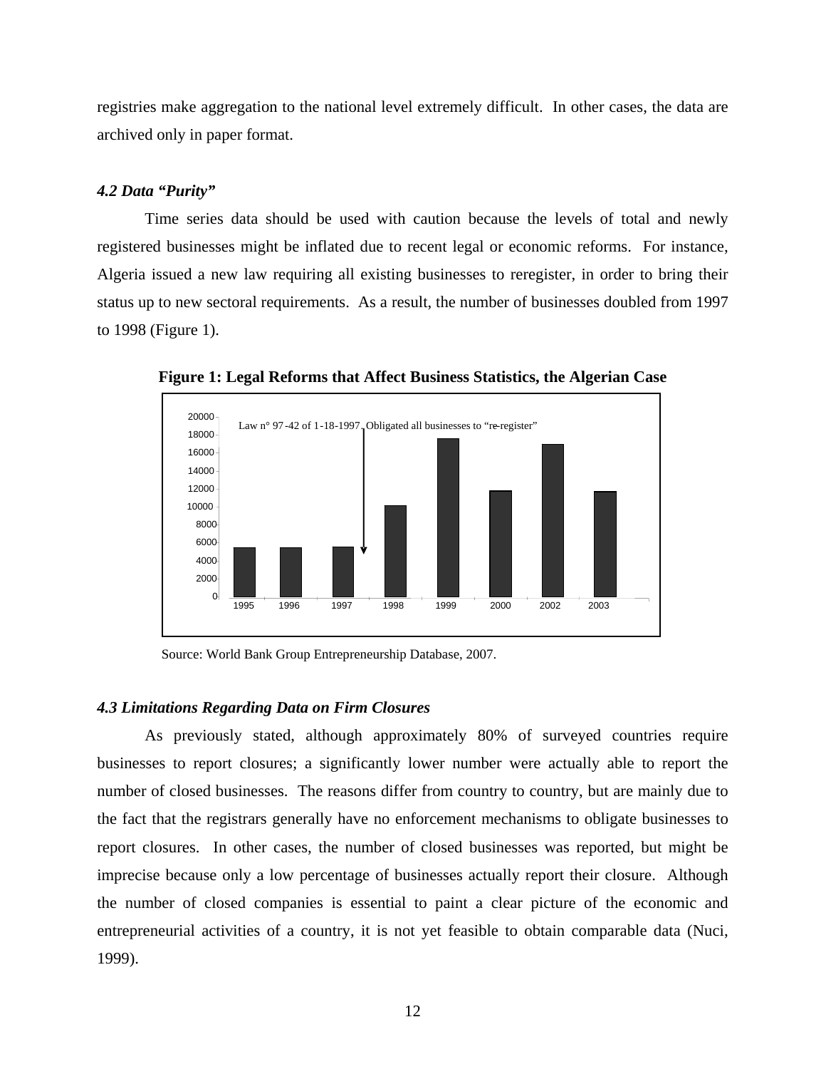registries make aggregation to the national level extremely difficult. In other cases, the data are archived only in paper format.

### *4.2 Data "Purity"*

Time series data should be used with caution because the levels of total and newly registered businesses might be inflated due to recent legal or economic reforms. For instance, Algeria issued a new law requiring all existing businesses to reregister, in order to bring their status up to new sectoral requirements. As a result, the number of businesses doubled from 1997 to 1998 (Figure 1).

**Figure 1: Legal Reforms that Affect Business Statistics, the Algerian Case**

Law n° 97-42 of 1-18-1997. Obligated all businesses to "re-register"

Source: World Bank Group Entrepreneurship Database, 2007.

### *4.3 Limitations Regarding Data on Firm Closures*

As previously stated, although approximately 80% of surveyed countries require businesses to report closures; a significantly lower number were actually able to report the number of closed businesses. The reasons differ from country to country, but are mainly due to the fact that the registrars generally have no enforcement mechanisms to obligate businesses to report closures. In other cases, the number of closed businesses was reported, but might be imprecise because only a low percentage of businesses actually report their closure. Although the number of closed companies is essential to paint a clear picture of the economic and entrepreneurial activities of a country, it is not yet feasible to obtain comparable data (Nuci, 1999).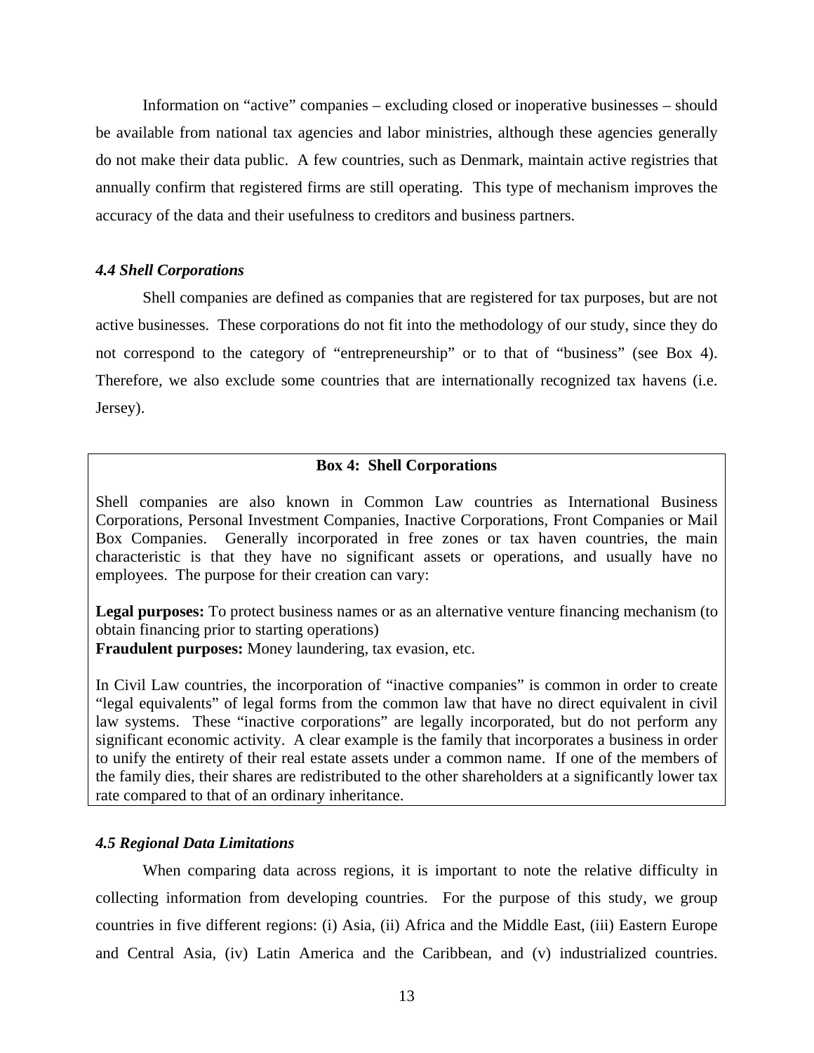Information on "active" companies – excluding closed or inoperative businesses – should be available from national tax agencies and labor ministries, although these agencies generally do not make their data public. A few countries, such as Denmark, maintain active registries that annually confirm that registered firms are still operating. This type of mechanism improves the accuracy of the data and their usefulness to creditors and business partners.

### *4.4 Shell Corporations*

Shell companies are defined as companies that are registered for tax purposes, but are not active businesses. These corporations do not fit into the methodology of our study, since they do not correspond to the category of "entrepreneurship" or to that of "business" (see Box 4). Therefore, we also exclude some countries that are internationally recognized tax havens (i.e. Jersey).

> **Box 4: Shell Corporations**
>
> Shell companies are also known in Common Law countries as International Business Corporations, Personal Investment Companies, Inactive Corporations, Front Companies or Mail Box Companies. Generally incorporated in free zones or tax haven countries, the main characteristic is that they have no significant assets or operations, and usually have no employees. The purpose for their creation can vary:
>
> **Legal purposes:** To protect business names or as an alternative venture financing mechanism (to obtain financing prior to starting operations)
> **Fraudulent purposes:** Money laundering, tax evasion, etc.
>
> In Civil Law countries, the incorporation of "inactive companies" is common in order to create "legal equivalents" of legal forms from the common law that have no direct equivalent in civil law systems. These "inactive corporations" are legally incorporated, but do not perform any significant economic activity. A clear example is the family that incorporates a business in order to unify the entirety of their real estate assets under a common name. If one of the members of the family dies, their shares are redistributed to the other shareholders at a significantly lower tax rate compared to that of an ordinary inheritance.

### *4.5 Regional Data Limitations*

When comparing data across regions, it is important to note the relative difficulty in collecting information from developing countries. For the purpose of this study, we group countries in five different regions: (i) Asia, (ii) Africa and the Middle East, (iii) Eastern Europe and Central Asia, (iv) Latin America and the Caribbean, and (v) industrialized countries.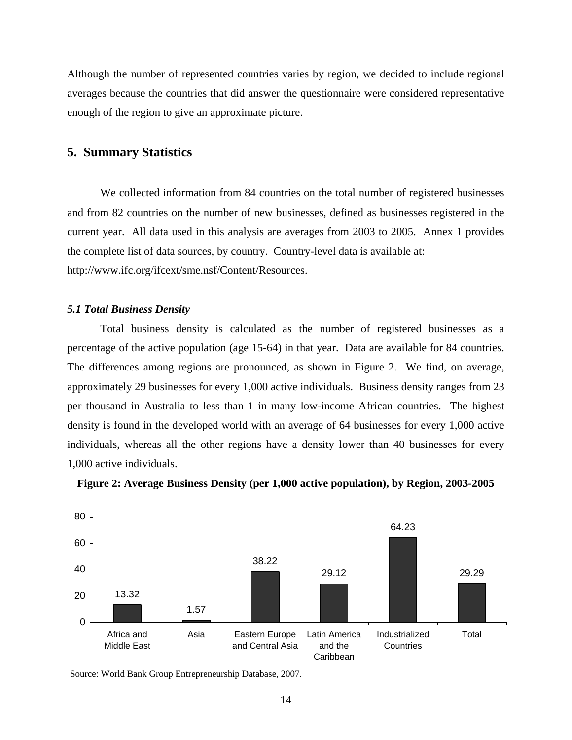Although the number of represented countries varies by region, we decided to include regional averages because the countries that did answer the questionnaire were considered representative enough of the region to give an approximate picture.

## 5. Summary Statistics

We collected information from 84 countries on the total number of registered businesses and from 82 countries on the number of new businesses, defined as businesses registered in the current year. All data used in this analysis are averages from 2003 to 2005. Annex 1 provides the complete list of data sources, by country. Country-level data is available at: http://www.ifc.org/ifcext/sme.nsf/Content/Resources.

### *5.1 Total Business Density*

Total business density is calculated as the number of registered businesses as a percentage of the active population (age 15-64) in that year. Data are available for 84 countries. The differences among regions are pronounced, as shown in Figure 2. We find, on average, approximately 29 businesses for every 1,000 active individuals. Business density ranges from 23 per thousand in Australia to less than 1 in many low-income African countries. The highest density is found in the developed world with an average of 64 businesses for every 1,000 active individuals, whereas all the other regions have a density lower than 40 businesses for every 1,000 active individuals.

**Figure 2: Average Business Density (per 1,000 active population), by Region, 2003-2005**

| Region | Average Business Density |
|---|---|
| Africa and Middle East | 13.32 |
| Asia | 1.57 |
| Eastern Europe and Central Asia | 38.22 |
| Latin America and the Caribbean | 29.12 |
| Industrialized Countries | 64.23 |
| Total | 29.29 |

Source: World Bank Group Entrepreneurship Database, 2007.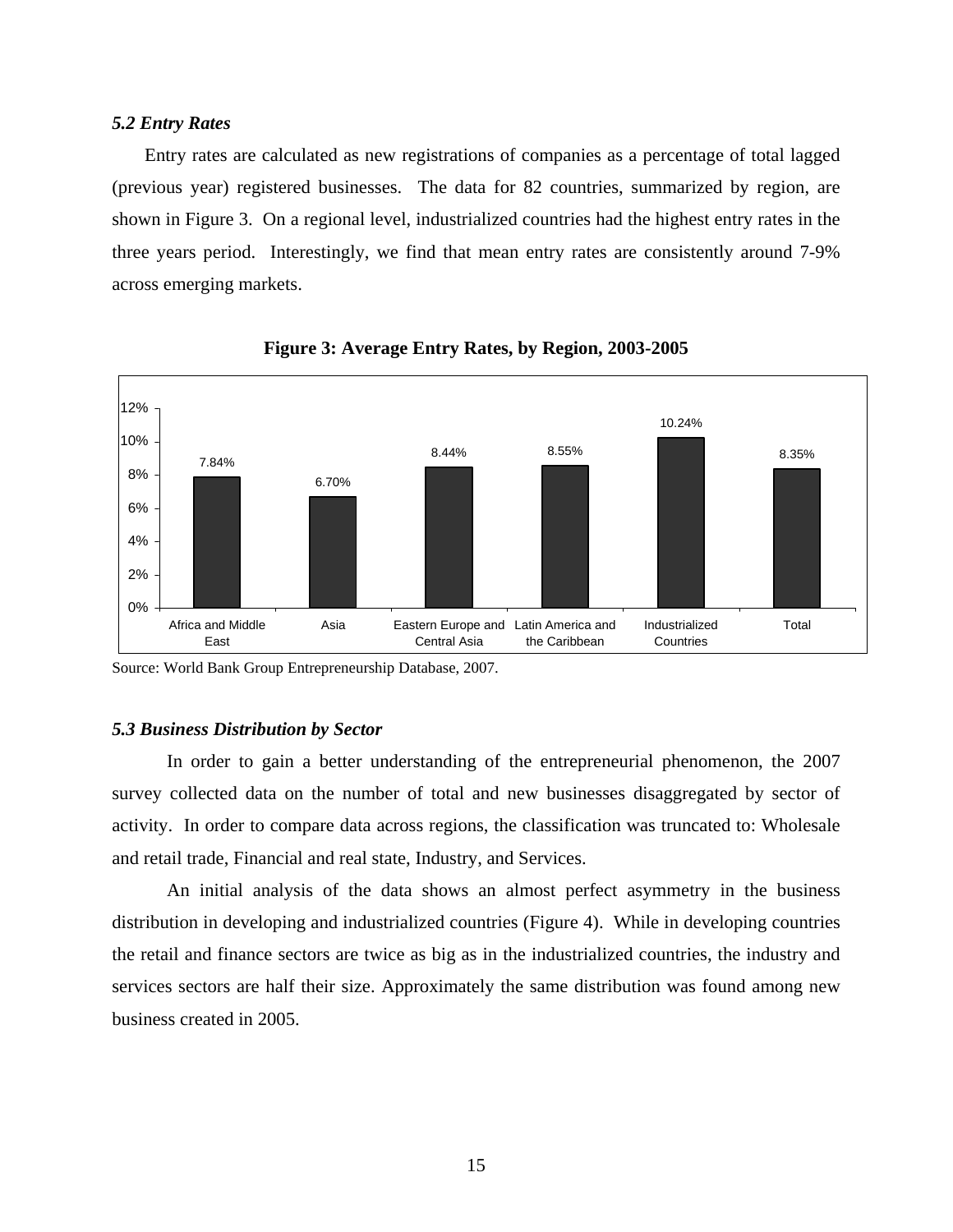### *5.2 Entry Rates*

Entry rates are calculated as new registrations of companies as a percentage of total lagged (previous year) registered businesses. The data for 82 countries, summarized by region, are shown in Figure 3. On a regional level, industrialized countries had the highest entry rates in the three years period. Interestingly, we find that mean entry rates are consistently around 7-9% across emerging markets.

**Figure 3: Average Entry Rates, by Region, 2003-2005**

| Region | Average Entry Rate |
|---|---|
| Africa and Middle East | 7.84% |
| Asia | 6.70% |
| Eastern Europe and Central Asia | 8.44% |
| Latin America and the Caribbean | 8.55% |
| Industrialized Countries | 10.24% |
| Total | 8.35% |

Source: World Bank Group Entrepreneurship Database, 2007.

### *5.3 Business Distribution by Sector*

In order to gain a better understanding of the entrepreneurial phenomenon, the 2007 survey collected data on the number of total and new businesses disaggregated by sector of activity. In order to compare data across regions, the classification was truncated to: Wholesale and retail trade, Financial and real state, Industry, and Services.

An initial analysis of the data shows an almost perfect asymmetry in the business distribution in developing and industrialized countries (Figure 4). While in developing countries the retail and finance sectors are twice as big as in the industrialized countries, the industry and services sectors are half their size. Approximately the same distribution was found among new business created in 2005.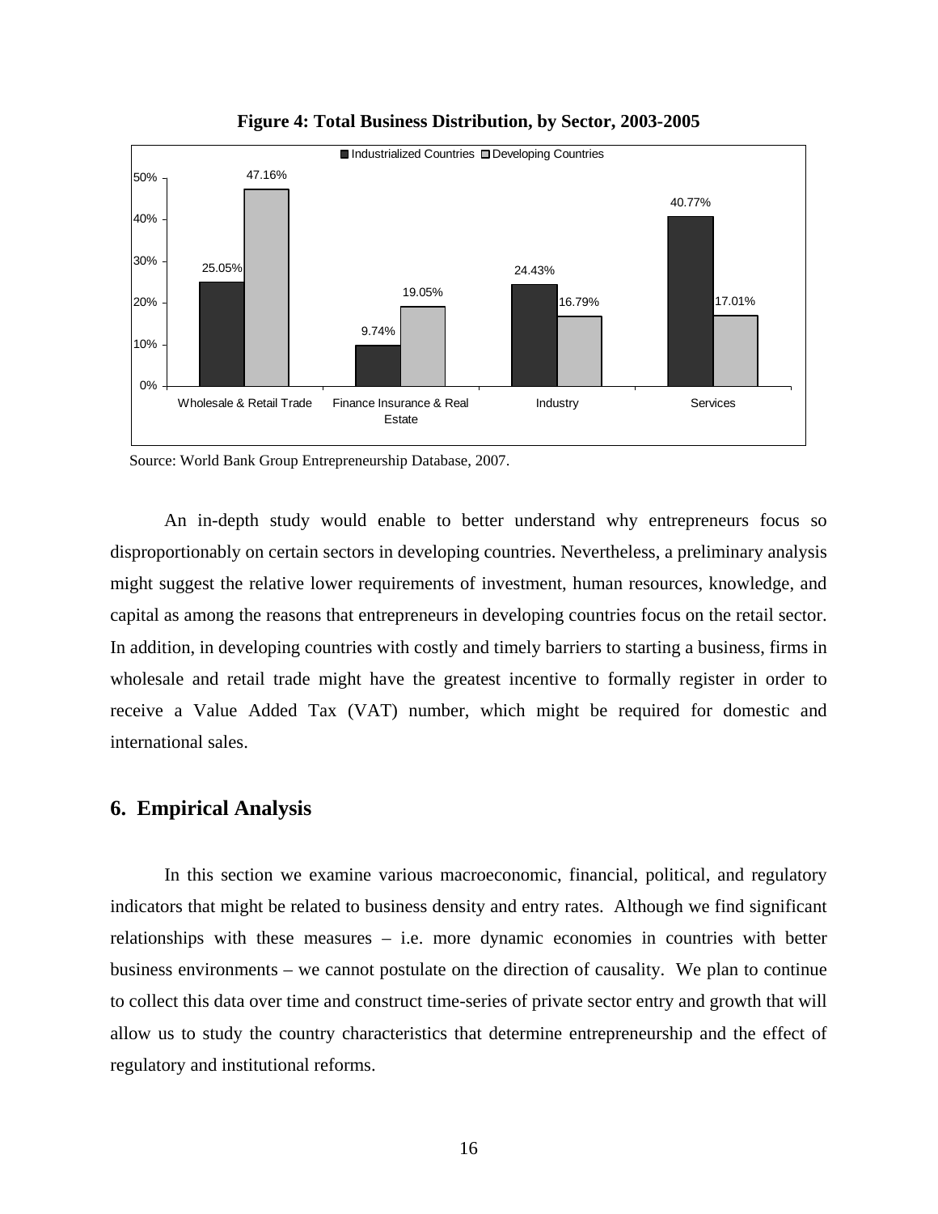**Figure 4: Total Business Distribution, by Sector, 2003-2005**

| Sector | Industrialized Countries | Developing Countries |
|---|---|---|
| Wholesale & Retail Trade | 25.05% | 47.16% |
| Finance Insurance & Real Estate | 9.74% | 19.05% |
| Industry | 24.43% | 16.79% |
| Services | 40.77% | 17.01% |

Source: World Bank Group Entrepreneurship Database, 2007.

An in-depth study would enable to better understand why entrepreneurs focus so disproportionably on certain sectors in developing countries. Nevertheless, a preliminary analysis might suggest the relative lower requirements of investment, human resources, knowledge, and capital as among the reasons that entrepreneurs in developing countries focus on the retail sector. In addition, in developing countries with costly and timely barriers to starting a business, firms in wholesale and retail trade might have the greatest incentive to formally register in order to receive a Value Added Tax (VAT) number, which might be required for domestic and international sales.

## 6. Empirical Analysis

In this section we examine various macroeconomic, financial, political, and regulatory indicators that might be related to business density and entry rates. Although we find significant relationships with these measures – i.e. more dynamic economies in countries with better business environments – we cannot postulate on the direction of causality. We plan to continue to collect this data over time and construct time-series of private sector entry and growth that will allow us to study the country characteristics that determine entrepreneurship and the effect of regulatory and institutional reforms.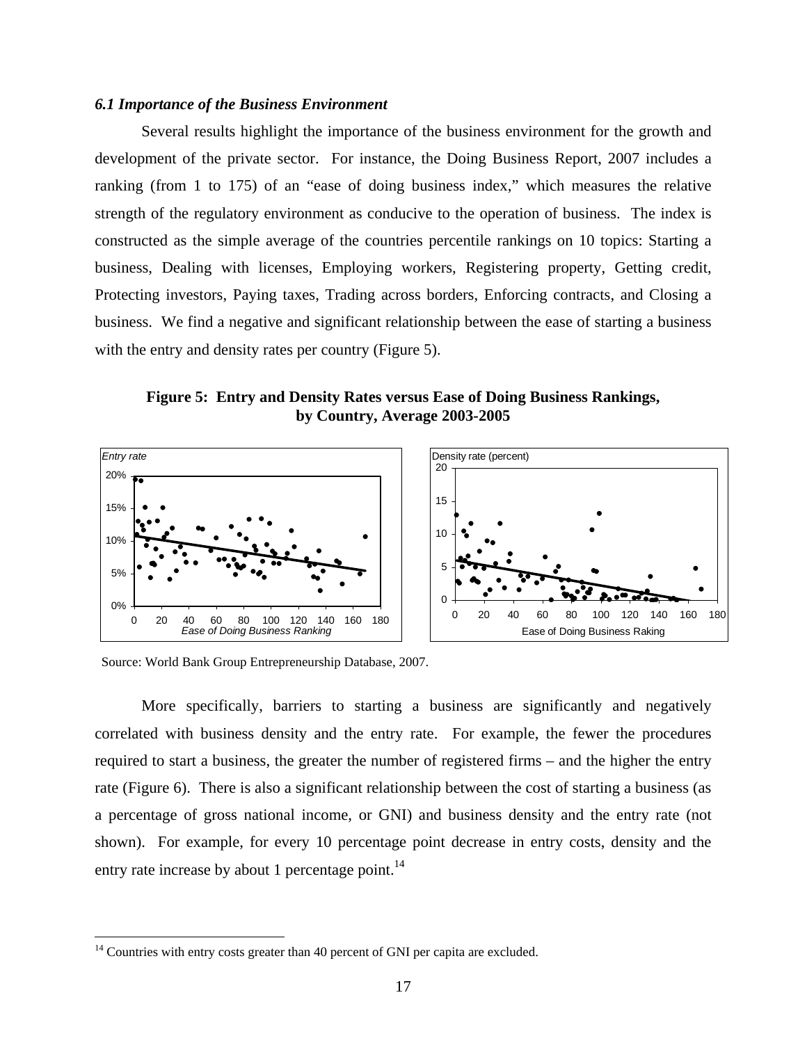### *6.1 Importance of the Business Environment*

Several results highlight the importance of the business environment for the growth and development of the private sector. For instance, the Doing Business Report, 2007 includes a ranking (from 1 to 175) of an "ease of doing business index," which measures the relative strength of the regulatory environment as conducive to the operation of business. The index is constructed as the simple average of the countries percentile rankings on 10 topics: Starting a business, Dealing with licenses, Employing workers, Registering property, Getting credit, Protecting investors, Paying taxes, Trading across borders, Enforcing contracts, and Closing a business. We find a negative and significant relationship between the ease of starting a business with the entry and density rates per country (Figure 5).

**Figure 5: Entry and Density Rates versus Ease of Doing Business Rankings, by Country, Average 2003-2005**

Source: World Bank Group Entrepreneurship Database, 2007.

More specifically, barriers to starting a business are significantly and negatively correlated with business density and the entry rate. For example, the fewer the procedures required to start a business, the greater the number of registered firms – and the higher the entry rate (Figure 6). There is also a significant relationship between the cost of starting a business (as a percentage of gross national income, or GNI) and business density and the entry rate (not shown). For example, for every 10 percentage point decrease in entry costs, density and the entry rate increase by about 1 percentage point.[14]

---

[14] Countries with entry costs greater than 40 percent of GNI per capita are excluded.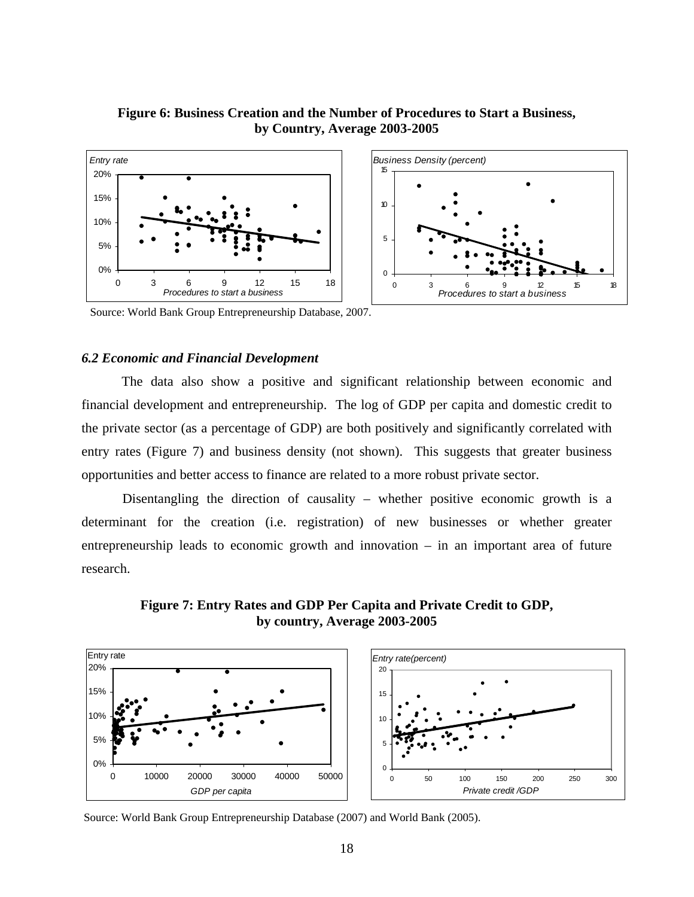**Figure 6: Business Creation and the Number of Procedures to Start a Business, by Country, Average 2003-2005**

Source: World Bank Group Entrepreneurship Database, 2007.

### *6.2 Economic and Financial Development*

The data also show a positive and significant relationship between economic and financial development and entrepreneurship. The log of GDP per capita and domestic credit to the private sector (as a percentage of GDP) are both positively and significantly correlated with entry rates (Figure 7) and business density (not shown). This suggests that greater business opportunities and better access to finance are related to a more robust private sector.

Disentangling the direction of causality – whether positive economic growth is a determinant for the creation (i.e. registration) of new businesses or whether greater entrepreneurship leads to economic growth and innovation – in an important area of future research.

**Figure 7: Entry Rates and GDP Per Capita and Private Credit to GDP, by country, Average 2003-2005**

Source: World Bank Group Entrepreneurship Database (2007) and World Bank (2005).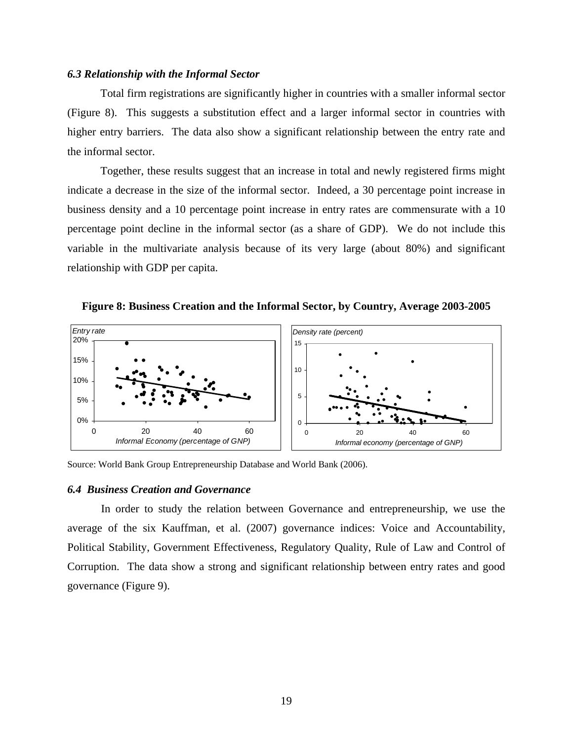### *6.3 Relationship with the Informal Sector*

Total firm registrations are significantly higher in countries with a smaller informal sector (Figure 8). This suggests a substitution effect and a larger informal sector in countries with higher entry barriers. The data also show a significant relationship between the entry rate and the informal sector.

Together, these results suggest that an increase in total and newly registered firms might indicate a decrease in the size of the informal sector. Indeed, a 30 percentage point increase in business density and a 10 percentage point increase in entry rates are commensurate with a 10 percentage point decline in the informal sector (as a share of GDP). We do not include this variable in the multivariate analysis because of its very large (about 80%) and significant relationship with GDP per capita.

**Figure 8: Business Creation and the Informal Sector, by Country, Average 2003-2005**

Source: World Bank Group Entrepreneurship Database and World Bank (2006).

### *6.4 Business Creation and Governance*

In order to study the relation between Governance and entrepreneurship, we use the average of the six Kauffman, et al. (2007) governance indices: Voice and Accountability, Political Stability, Government Effectiveness, Regulatory Quality, Rule of Law and Control of Corruption. The data show a strong and significant relationship between entry rates and good governance (Figure 9).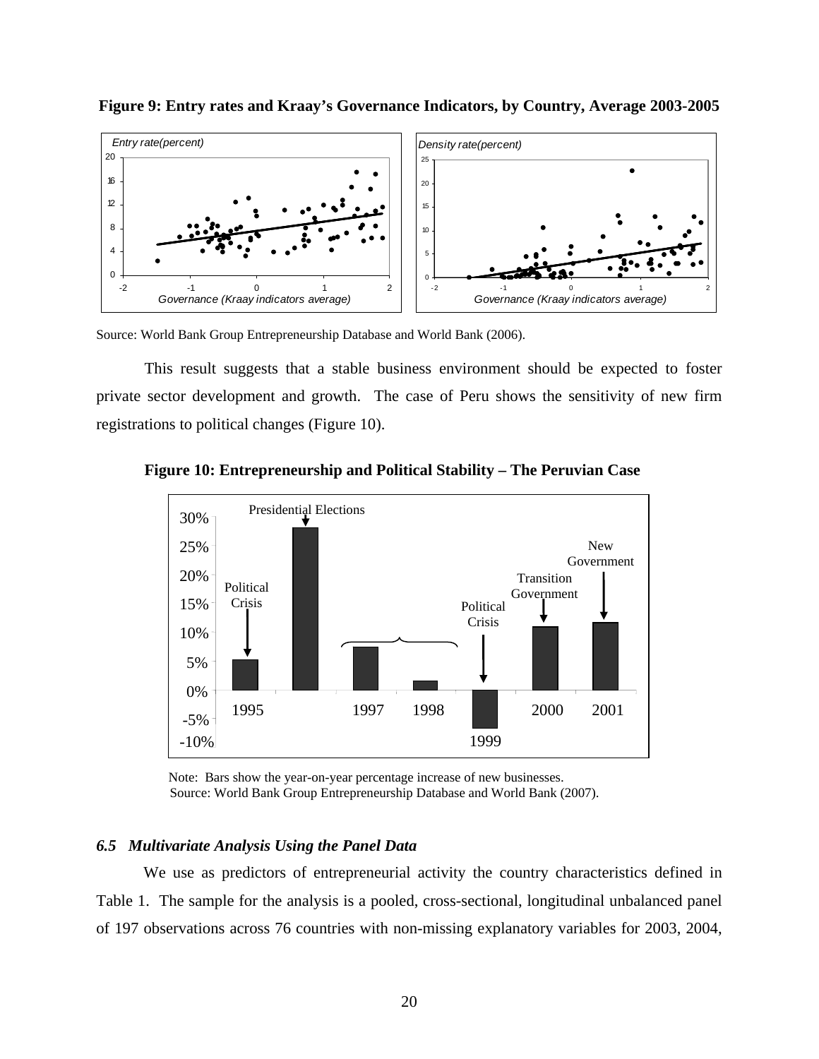**Figure 9: Entry rates and Kraay's Governance Indicators, by Country, Average 2003-2005**

Source: World Bank Group Entrepreneurship Database and World Bank (2006).

This result suggests that a stable business environment should be expected to foster private sector development and growth. The case of Peru shows the sensitivity of new firm registrations to political changes (Figure 10).

**Figure 10: Entrepreneurship and Political Stability – The Peruvian Case**

Note: Bars show the year-on-year percentage increase of new businesses.
Source: World Bank Group Entrepreneurship Database and World Bank (2007).

### *6.5 Multivariate Analysis Using the Panel Data*

We use as predictors of entrepreneurial activity the country characteristics defined in Table 1. The sample for the analysis is a pooled, cross-sectional, longitudinal unbalanced panel of 197 observations across 76 countries with non-missing explanatory variables for 2003, 2004,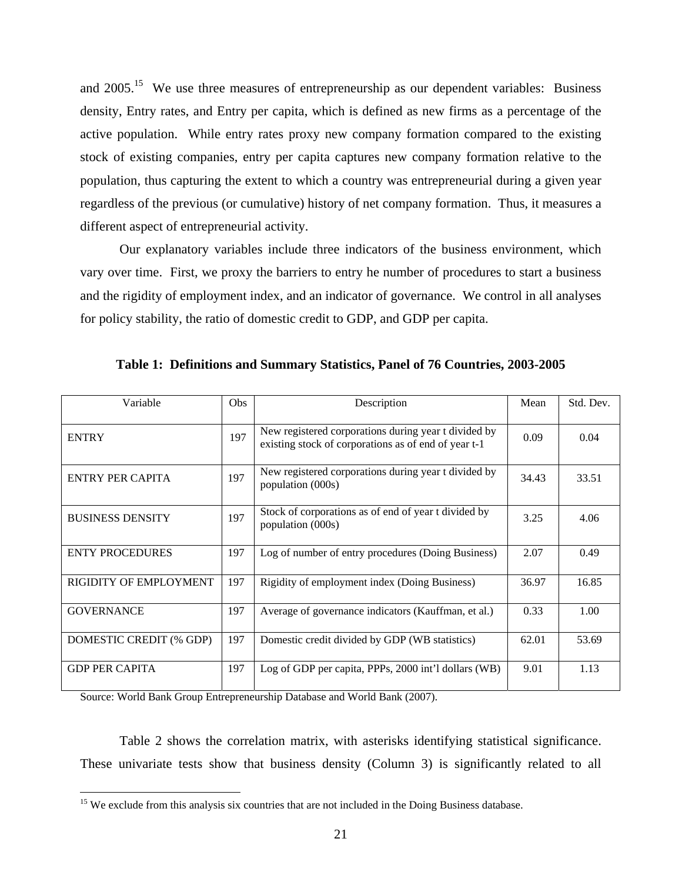and 2005.[15] We use three measures of entrepreneurship as our dependent variables: Business density, Entry rates, and Entry per capita, which is defined as new firms as a percentage of the active population. While entry rates proxy new company formation compared to the existing stock of existing companies, entry per capita captures new company formation relative to the population, thus capturing the extent to which a country was entrepreneurial during a given year regardless of the previous (or cumulative) history of net company formation. Thus, it measures a different aspect of entrepreneurial activity.

Our explanatory variables include three indicators of the business environment, which vary over time. First, we proxy the barriers to entry he number of procedures to start a business and the rigidity of employment index, and an indicator of governance. We control in all analyses for policy stability, the ratio of domestic credit to GDP, and GDP per capita.

**Table 1: Definitions and Summary Statistics, Panel of 76 Countries, 2003-2005**

| Variable | Obs | Description | Mean | Std. Dev. |
|---|---|---|---|---|
| ENTRY | 197 | New registered corporations during year t divided by existing stock of corporations as of end of year t-1 | 0.09 | 0.04 |
| ENTRY PER CAPITA | 197 | New registered corporations during year t divided by population (000s) | 34.43 | 33.51 |
| BUSINESS DENSITY | 197 | Stock of corporations as of end of year t divided by population (000s) | 3.25 | 4.06 |
| ENTY PROCEDURES | 197 | Log of number of entry procedures (Doing Business) | 2.07 | 0.49 |
| RIGIDITY OF EMPLOYMENT | 197 | Rigidity of employment index (Doing Business) | 36.97 | 16.85 |
| GOVERNANCE | 197 | Average of governance indicators (Kauffman, et al.) | 0.33 | 1.00 |
| DOMESTIC CREDIT (% GDP) | 197 | Domestic credit divided by GDP (WB statistics) | 62.01 | 53.69 |
| GDP PER CAPITA | 197 | Log of GDP per capita, PPPs, 2000 int'l dollars (WB) | 9.01 | 1.13 |

Source: World Bank Group Entrepreneurship Database and World Bank (2007).

Table 2 shows the correlation matrix, with asterisks identifying statistical significance. These univariate tests show that business density (Column 3) is significantly related to all

[15] We exclude from this analysis six countries that are not included in the Doing Business database.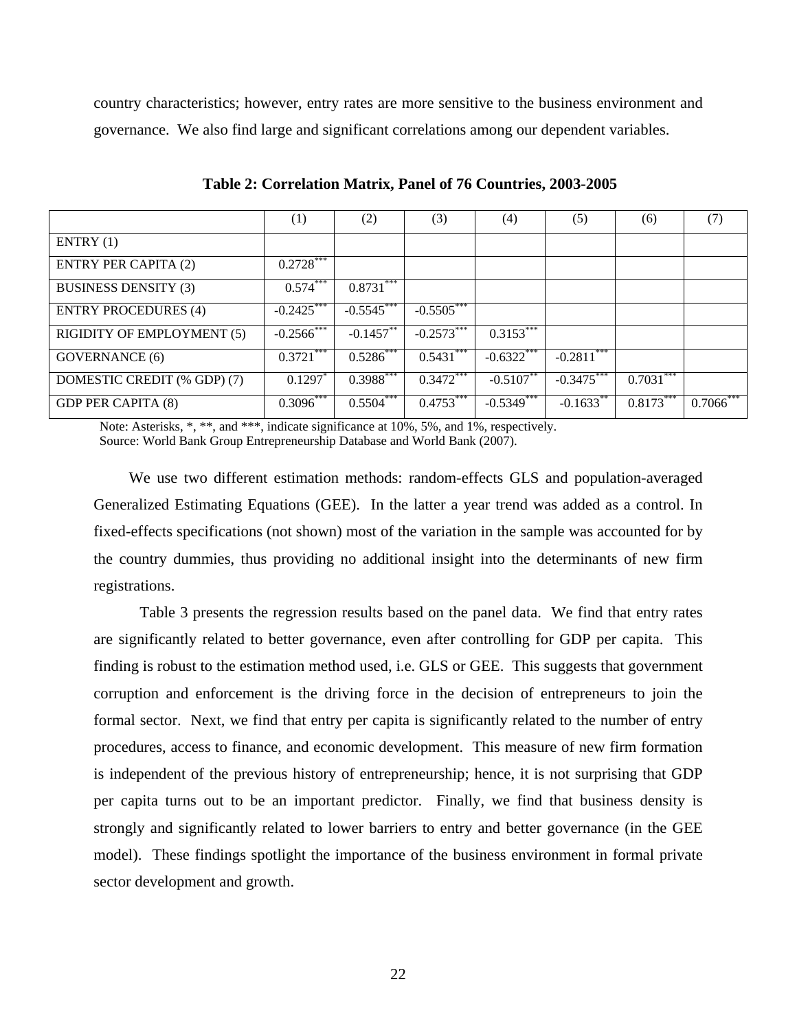country characteristics; however, entry rates are more sensitive to the business environment and governance. We also find large and significant correlations among our dependent variables.

**Table 2: Correlation Matrix, Panel of 76 Countries, 2003-2005**

| | (1) | (2) | (3) | (4) | (5) | (6) | (7) |
|---|---|---|---|---|---|---|---|
| ENTRY (1) | | | | | | | |
| ENTRY PER CAPITA (2) | 0.2728*** | | | | | | |
| BUSINESS DENSITY (3) | 0.574*** | 0.8731*** | | | | | |
| ENTRY PROCEDURES (4) | -0.2425*** | -0.5545*** | -0.5505*** | | | | |
| RIGIDITY OF EMPLOYMENT (5) | -0.2566*** | -0.1457** | -0.2573*** | 0.3153*** | | | |
| GOVERNANCE (6) | 0.3721*** | 0.5286*** | 0.5431*** | -0.6322*** | -0.2811*** | | |
| DOMESTIC CREDIT (% GDP) (7) | 0.1297* | 0.3988*** | 0.3472*** | -0.5107** | -0.3475*** | 0.7031*** | |
| GDP PER CAPITA (8) | 0.3096*** | 0.5504*** | 0.4753*** | -0.5349*** | -0.1633** | 0.8173*** | 0.7066*** |

Note: Asterisks, *, **, and ***, indicate significance at 10%, 5%, and 1%, respectively.
Source: World Bank Group Entrepreneurship Database and World Bank (2007).

We use two different estimation methods: random-effects GLS and population-averaged Generalized Estimating Equations (GEE). In the latter a year trend was added as a control. In fixed-effects specifications (not shown) most of the variation in the sample was accounted for by the country dummies, thus providing no additional insight into the determinants of new firm registrations.

Table 3 presents the regression results based on the panel data. We find that entry rates are significantly related to better governance, even after controlling for GDP per capita. This finding is robust to the estimation method used, i.e. GLS or GEE. This suggests that government corruption and enforcement is the driving force in the decision of entrepreneurs to join the formal sector. Next, we find that entry per capita is significantly related to the number of entry procedures, access to finance, and economic development. This measure of new firm formation is independent of the previous history of entrepreneurship; hence, it is not surprising that GDP per capita turns out to be an important predictor. Finally, we find that business density is strongly and significantly related to lower barriers to entry and better governance (in the GEE model). These findings spotlight the importance of the business environment in formal private sector development and growth.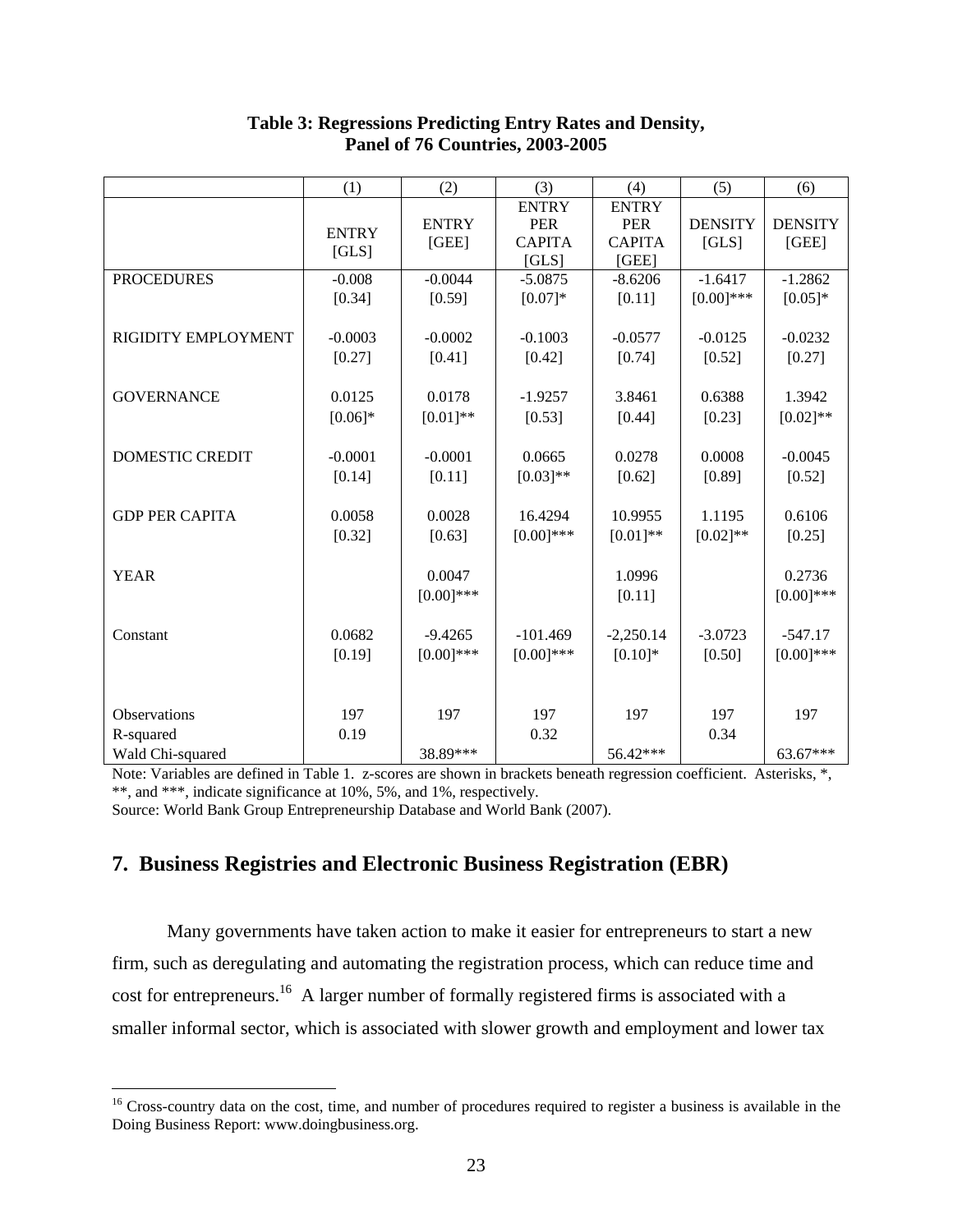**Table 3: Regressions Predicting Entry Rates and Density, Panel of 76 Countries, 2003-2005**

| | (1) | (2) | (3) | (4) | (5) | (6) |
|---|---|---|---|---|---|---|
| | ENTRY [GLS] | ENTRY [GEE] | ENTRY PER CAPITA [GLS] | ENTRY PER CAPITA [GEE] | DENSITY [GLS] | DENSITY [GEE] |
| PROCEDURES | -0.008 | -0.0044 | -5.0875 | -8.6206 | -1.6417 | -1.2862 |
| | [0.34] | [0.59] | [0.07]* | [0.11] | [0.00]*** | [0.05]* |
| RIGIDITY EMPLOYMENT | -0.0003 | -0.0002 | -0.1003 | -0.0577 | -0.0125 | -0.0232 |
| | [0.27] | [0.41] | [0.42] | [0.74] | [0.52] | [0.27] |
| GOVERNANCE | 0.0125 | 0.0178 | -1.9257 | 3.8461 | 0.6388 | 1.3942 |
| | [0.06]* | [0.01]** | [0.53] | [0.44] | [0.23] | [0.02]** |
| DOMESTIC CREDIT | -0.0001 | -0.0001 | 0.0665 | 0.0278 | 0.0008 | -0.0045 |
| | [0.14] | [0.11] | [0.03]** | [0.62] | [0.89] | [0.52] |
| GDP PER CAPITA | 0.0058 | 0.0028 | 16.4294 | 10.9955 | 1.1195 | 0.6106 |
| | [0.32] | [0.63] | [0.00]*** | [0.01]** | [0.02]** | [0.25] |
| YEAR | | 0.0047 | | 1.0996 | | 0.2736 |
| | | [0.00]*** | | [0.11] | | [0.00]*** |
| Constant | 0.0682 | -9.4265 | -101.469 | -2,250.14 | -3.0723 | -547.17 |
| | [0.19] | [0.00]*** | [0.00]*** | [0.10]* | [0.50] | [0.00]*** |
| Observations | 197 | 197 | 197 | 197 | 197 | 197 |
| R-squared | 0.19 | | 0.32 | | 0.34 | |
| Wald Chi-squared | | 38.89*** | | 56.42*** | | 63.67*** |

Note: Variables are defined in Table 1. z-scores are shown in brackets beneath regression coefficient. Asterisks, *, **, and ***, indicate significance at 10%, 5%, and 1%, respectively.
Source: World Bank Group Entrepreneurship Database and World Bank (2007).

## 7. Business Registries and Electronic Business Registration (EBR)

Many governments have taken action to make it easier for entrepreneurs to start a new firm, such as deregulating and automating the registration process, which can reduce time and cost for entrepreneurs.[16] A larger number of formally registered firms is associated with a smaller informal sector, which is associated with slower growth and employment and lower tax

[16] Cross-country data on the cost, time, and number of procedures required to register a business is available in the Doing Business Report: www.doingbusiness.org.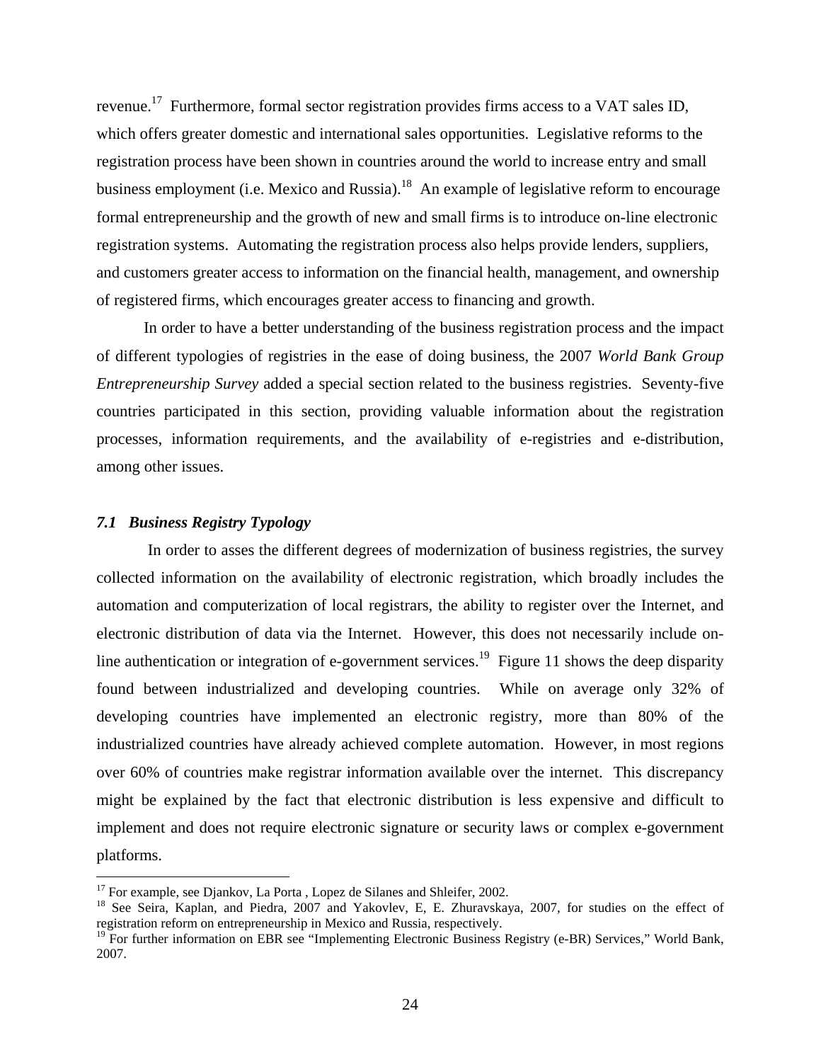revenue.[17] Furthermore, formal sector registration provides firms access to a VAT sales ID, which offers greater domestic and international sales opportunities. Legislative reforms to the registration process have been shown in countries around the world to increase entry and small business employment (i.e. Mexico and Russia).[18] An example of legislative reform to encourage formal entrepreneurship and the growth of new and small firms is to introduce on-line electronic registration systems. Automating the registration process also helps provide lenders, suppliers, and customers greater access to information on the financial health, management, and ownership of registered firms, which encourages greater access to financing and growth.

In order to have a better understanding of the business registration process and the impact of different typologies of registries in the ease of doing business, the 2007 *World Bank Group Entrepreneurship Survey* added a special section related to the business registries. Seventy-five countries participated in this section, providing valuable information about the registration processes, information requirements, and the availability of e-registries and e-distribution, among other issues.

### *7.1 Business Registry Typology*

In order to asses the different degrees of modernization of business registries, the survey collected information on the availability of electronic registration, which broadly includes the automation and computerization of local registrars, the ability to register over the Internet, and electronic distribution of data via the Internet. However, this does not necessarily include on-line authentication or integration of e-government services.[19] Figure 11 shows the deep disparity found between industrialized and developing countries. While on average only 32% of developing countries have implemented an electronic registry, more than 80% of the industrialized countries have already achieved complete automation. However, in most regions over 60% of countries make registrar information available over the internet. This discrepancy might be explained by the fact that electronic distribution is less expensive and difficult to implement and does not require electronic signature or security laws or complex e-government platforms.

---

[17] For example, see Djankov, La Porta , Lopez de Silanes and Shleifer, 2002.

[18] See Seira, Kaplan, and Piedra, 2007 and Yakovlev, E, E. Zhuravskaya, 2007, for studies on the effect of registration reform on entrepreneurship in Mexico and Russia, respectively.

[19] For further information on EBR see "Implementing Electronic Business Registry (e-BR) Services," World Bank, 2007.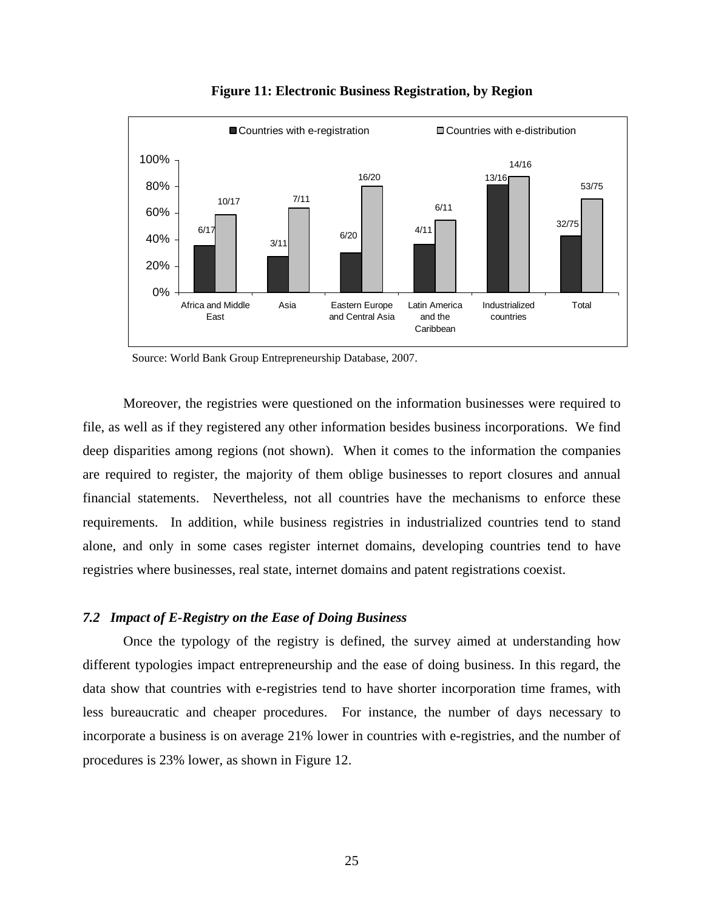**Figure 11: Electronic Business Registration, by Region**

| Region | Countries with e-registration | Countries with e-distribution |
|---|---|---|
| Africa and Middle East | 6/17 | 10/17 |
| Asia | 3/11 | 7/11 |
| Eastern Europe and Central Asia | 6/20 | 16/20 |
| Latin America and the Caribbean | 4/11 | 6/11 |
| Industrialized countries | 13/16 | 14/16 |
| Total | 32/75 | 53/75 |

Source: World Bank Group Entrepreneurship Database, 2007.

Moreover, the registries were questioned on the information businesses were required to file, as well as if they registered any other information besides business incorporations. We find deep disparities among regions (not shown). When it comes to the information the companies are required to register, the majority of them oblige businesses to report closures and annual financial statements. Nevertheless, not all countries have the mechanisms to enforce these requirements. In addition, while business registries in industrialized countries tend to stand alone, and only in some cases register internet domains, developing countries tend to have registries where businesses, real state, internet domains and patent registrations coexist.

### *7.2 Impact of E-Registry on the Ease of Doing Business*

Once the typology of the registry is defined, the survey aimed at understanding how different typologies impact entrepreneurship and the ease of doing business. In this regard, the data show that countries with e-registries tend to have shorter incorporation time frames, with less bureaucratic and cheaper procedures. For instance, the number of days necessary to incorporate a business is on average 21% lower in countries with e-registries, and the number of procedures is 23% lower, as shown in Figure 12.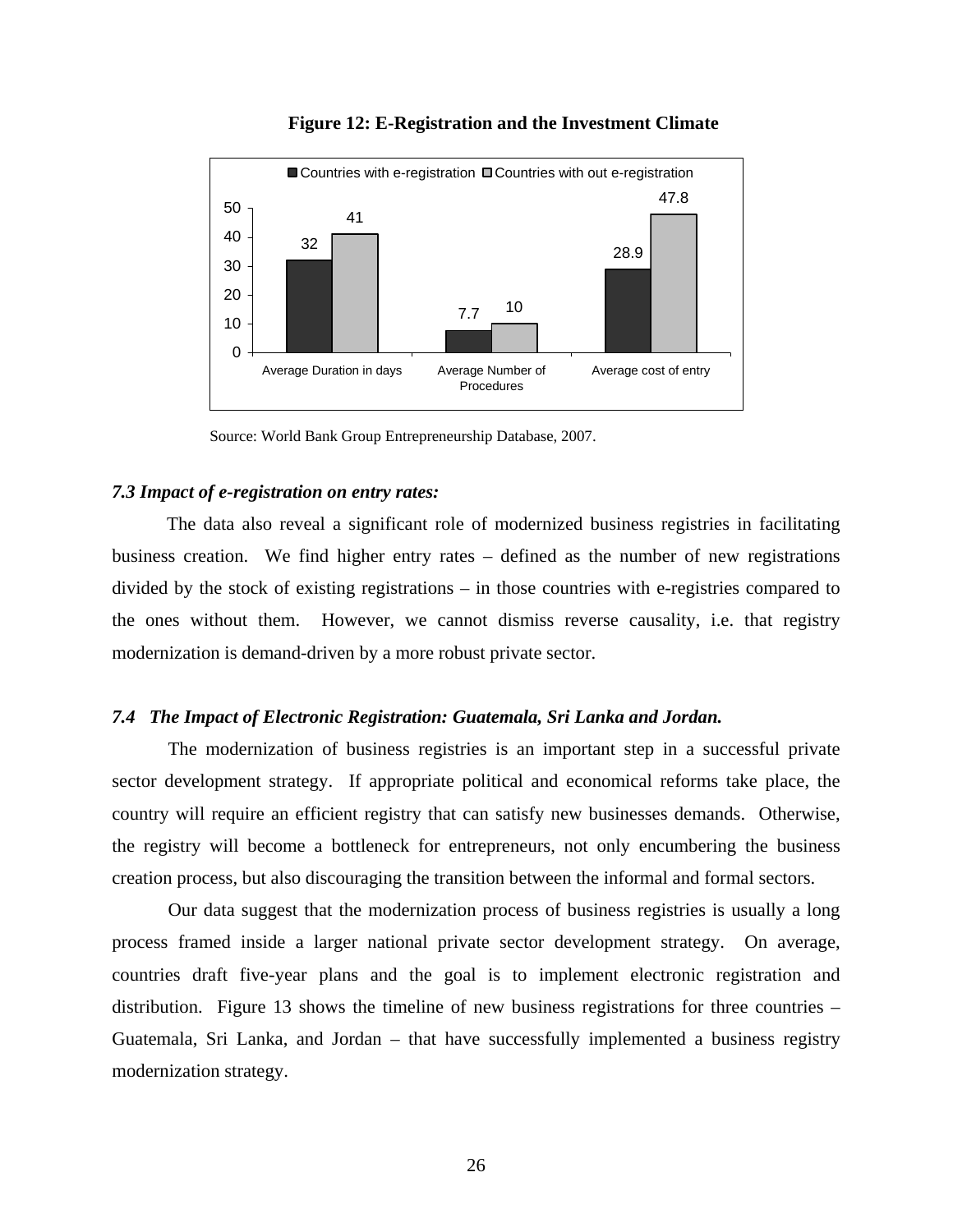**Figure 12: E-Registration and the Investment Climate**

| | Countries with e-registration | Countries with out e-registration |
|---|---|---|
| Average Duration in days | 32 | 41 |
| Average Number of Procedures | 7.7 | 10 |
| Average cost of entry | 28.9 | 47.8 |

Source: World Bank Group Entrepreneurship Database, 2007.

### *7.3 Impact of e-registration on entry rates:*

The data also reveal a significant role of modernized business registries in facilitating business creation. We find higher entry rates – defined as the number of new registrations divided by the stock of existing registrations – in those countries with e-registries compared to the ones without them. However, we cannot dismiss reverse causality, i.e. that registry modernization is demand-driven by a more robust private sector.

### *7.4 The Impact of Electronic Registration: Guatemala, Sri Lanka and Jordan.*

The modernization of business registries is an important step in a successful private sector development strategy. If appropriate political and economical reforms take place, the country will require an efficient registry that can satisfy new businesses demands. Otherwise, the registry will become a bottleneck for entrepreneurs, not only encumbering the business creation process, but also discouraging the transition between the informal and formal sectors.

Our data suggest that the modernization process of business registries is usually a long process framed inside a larger national private sector development strategy. On average, countries draft five-year plans and the goal is to implement electronic registration and distribution. Figure 13 shows the timeline of new business registrations for three countries – Guatemala, Sri Lanka, and Jordan – that have successfully implemented a business registry modernization strategy.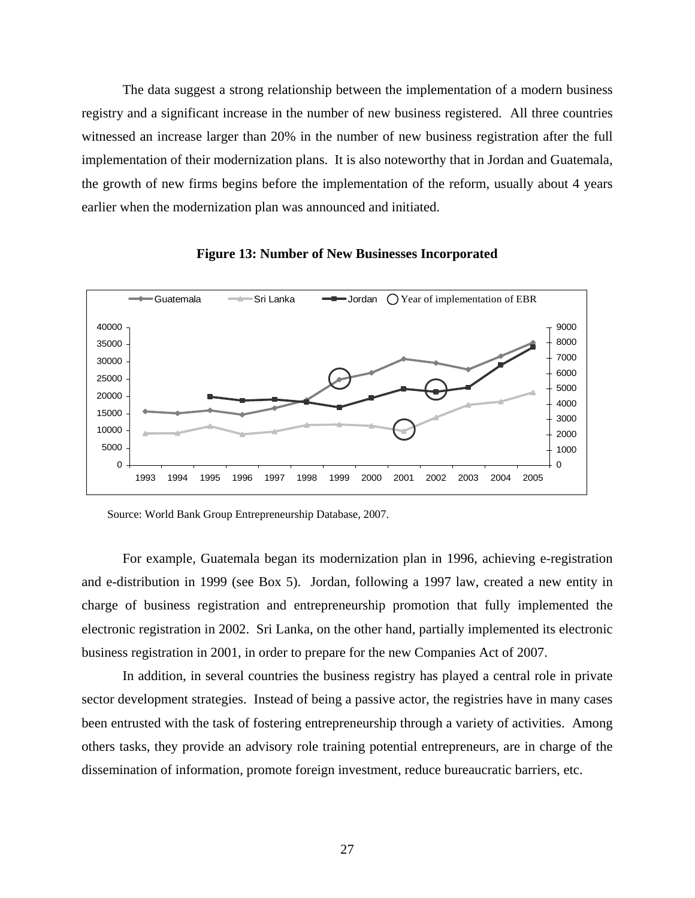The data suggest a strong relationship between the implementation of a modern business registry and a significant increase in the number of new business registered. All three countries witnessed an increase larger than 20% in the number of new business registration after the full implementation of their modernization plans. It is also noteworthy that in Jordan and Guatemala, the growth of new firms begins before the implementation of the reform, usually about 4 years earlier when the modernization plan was announced and initiated.

**Figure 13: Number of New Businesses Incorporated**

Source: World Bank Group Entrepreneurship Database, 2007.

For example, Guatemala began its modernization plan in 1996, achieving e-registration and e-distribution in 1999 (see Box 5). Jordan, following a 1997 law, created a new entity in charge of business registration and entrepreneurship promotion that fully implemented the electronic registration in 2002. Sri Lanka, on the other hand, partially implemented its electronic business registration in 2001, in order to prepare for the new Companies Act of 2007.

In addition, in several countries the business registry has played a central role in private sector development strategies. Instead of being a passive actor, the registries have in many cases been entrusted with the task of fostering entrepreneurship through a variety of activities. Among others tasks, they provide an advisory role training potential entrepreneurs, are in charge of the dissemination of information, promote foreign investment, reduce bureaucratic barriers, etc.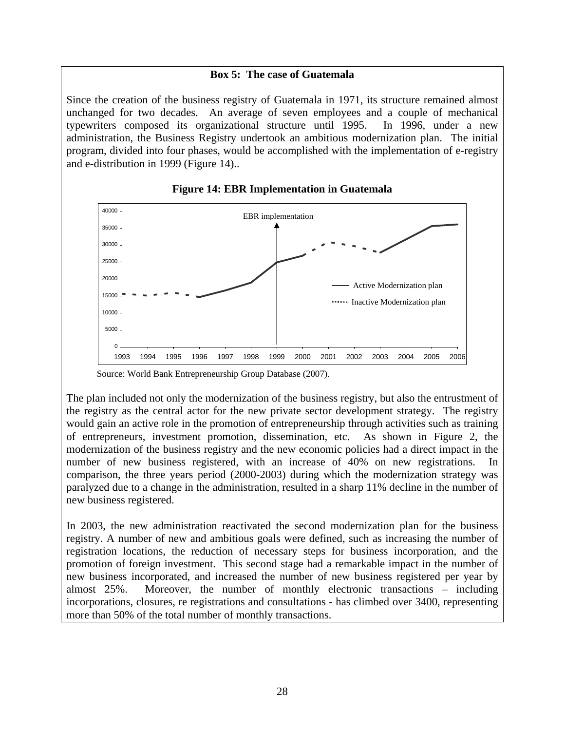**Box 5: The case of Guatemala**

Since the creation of the business registry of Guatemala in 1971, its structure remained almost unchanged for two decades. An average of seven employees and a couple of mechanical typewriters composed its organizational structure until 1995. In 1996, under a new administration, the Business Registry undertook an ambitious modernization plan. The initial program, divided into four phases, would be accomplished with the implementation of e-registry and e-distribution in 1999 (Figure 14)..

**Figure 14: EBR Implementation in Guatemala**

Source: World Bank Entrepreneurship Group Database (2007).

The plan included not only the modernization of the business registry, but also the entrustment of the registry as the central actor for the new private sector development strategy. The registry would gain an active role in the promotion of entrepreneurship through activities such as training of entrepreneurs, investment promotion, dissemination, etc. As shown in Figure 2, the modernization of the business registry and the new economic policies had a direct impact in the number of new business registered, with an increase of 40% on new registrations. In comparison, the three years period (2000-2003) during which the modernization strategy was paralyzed due to a change in the administration, resulted in a sharp 11% decline in the number of new business registered.

In 2003, the new administration reactivated the second modernization plan for the business registry. A number of new and ambitious goals were defined, such as increasing the number of registration locations, the reduction of necessary steps for business incorporation, and the promotion of foreign investment. This second stage had a remarkable impact in the number of new business incorporated, and increased the number of new business registered per year by almost 25%. Moreover, the number of monthly electronic transactions – including incorporations, closures, re registrations and consultations - has climbed over 3400, representing more than 50% of the total number of monthly transactions.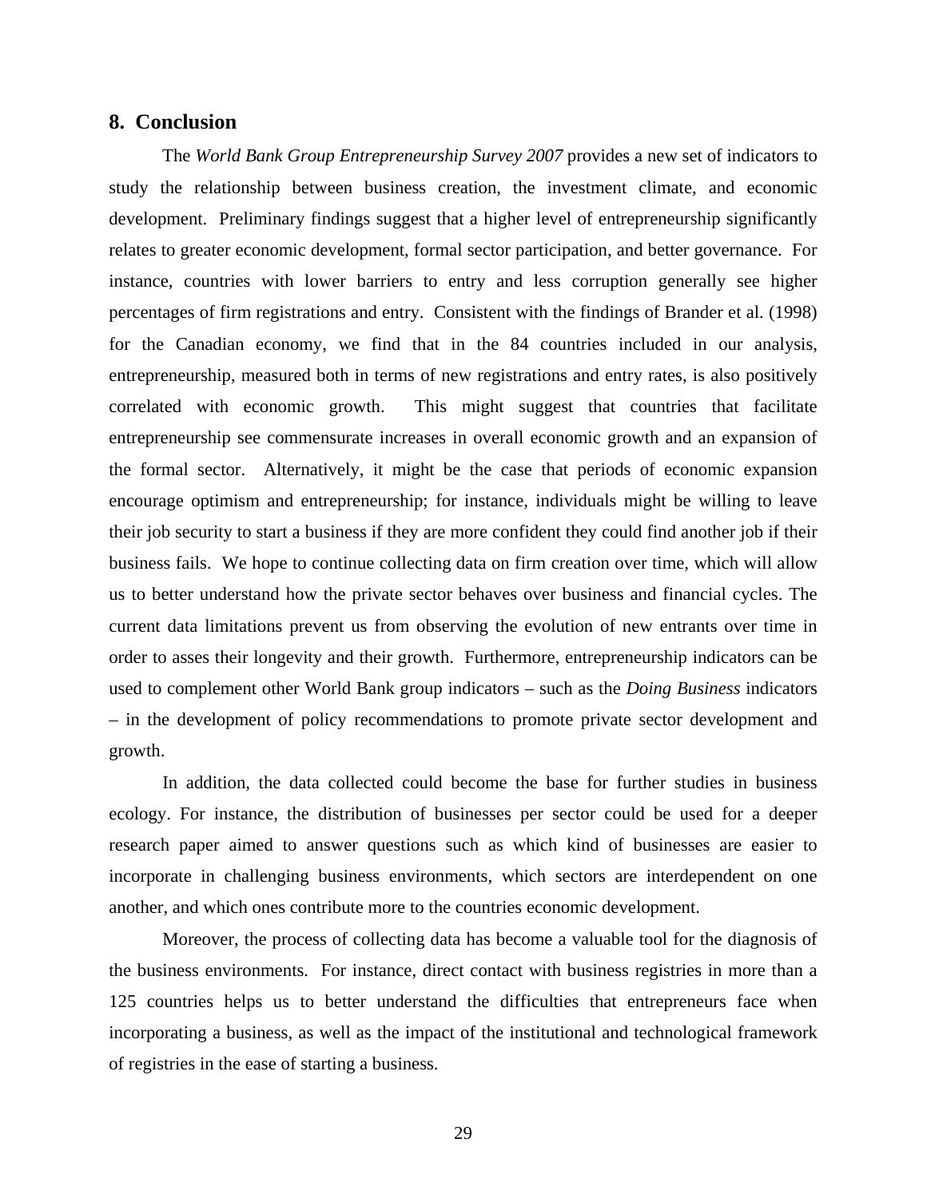## 8. Conclusion

The *World Bank Group Entrepreneurship Survey 2007* provides a new set of indicators to study the relationship between business creation, the investment climate, and economic development. Preliminary findings suggest that a higher level of entrepreneurship significantly relates to greater economic development, formal sector participation, and better governance. For instance, countries with lower barriers to entry and less corruption generally see higher percentages of firm registrations and entry. Consistent with the findings of Brander et al. (1998) for the Canadian economy, we find that in the 84 countries included in our analysis, entrepreneurship, measured both in terms of new registrations and entry rates, is also positively correlated with economic growth. This might suggest that countries that facilitate entrepreneurship see commensurate increases in overall economic growth and an expansion of the formal sector. Alternatively, it might be the case that periods of economic expansion encourage optimism and entrepreneurship; for instance, individuals might be willing to leave their job security to start a business if they are more confident they could find another job if their business fails. We hope to continue collecting data on firm creation over time, which will allow us to better understand how the private sector behaves over business and financial cycles. The current data limitations prevent us from observing the evolution of new entrants over time in order to asses their longevity and their growth. Furthermore, entrepreneurship indicators can be used to complement other World Bank group indicators – such as the *Doing Business* indicators – in the development of policy recommendations to promote private sector development and growth.

In addition, the data collected could become the base for further studies in business ecology. For instance, the distribution of businesses per sector could be used for a deeper research paper aimed to answer questions such as which kind of businesses are easier to incorporate in challenging business environments, which sectors are interdependent on one another, and which ones contribute more to the countries economic development.

Moreover, the process of collecting data has become a valuable tool for the diagnosis of the business environments. For instance, direct contact with business registries in more than a 125 countries helps us to better understand the difficulties that entrepreneurs face when incorporating a business, as well as the impact of the institutional and technological framework of registries in the ease of starting a business.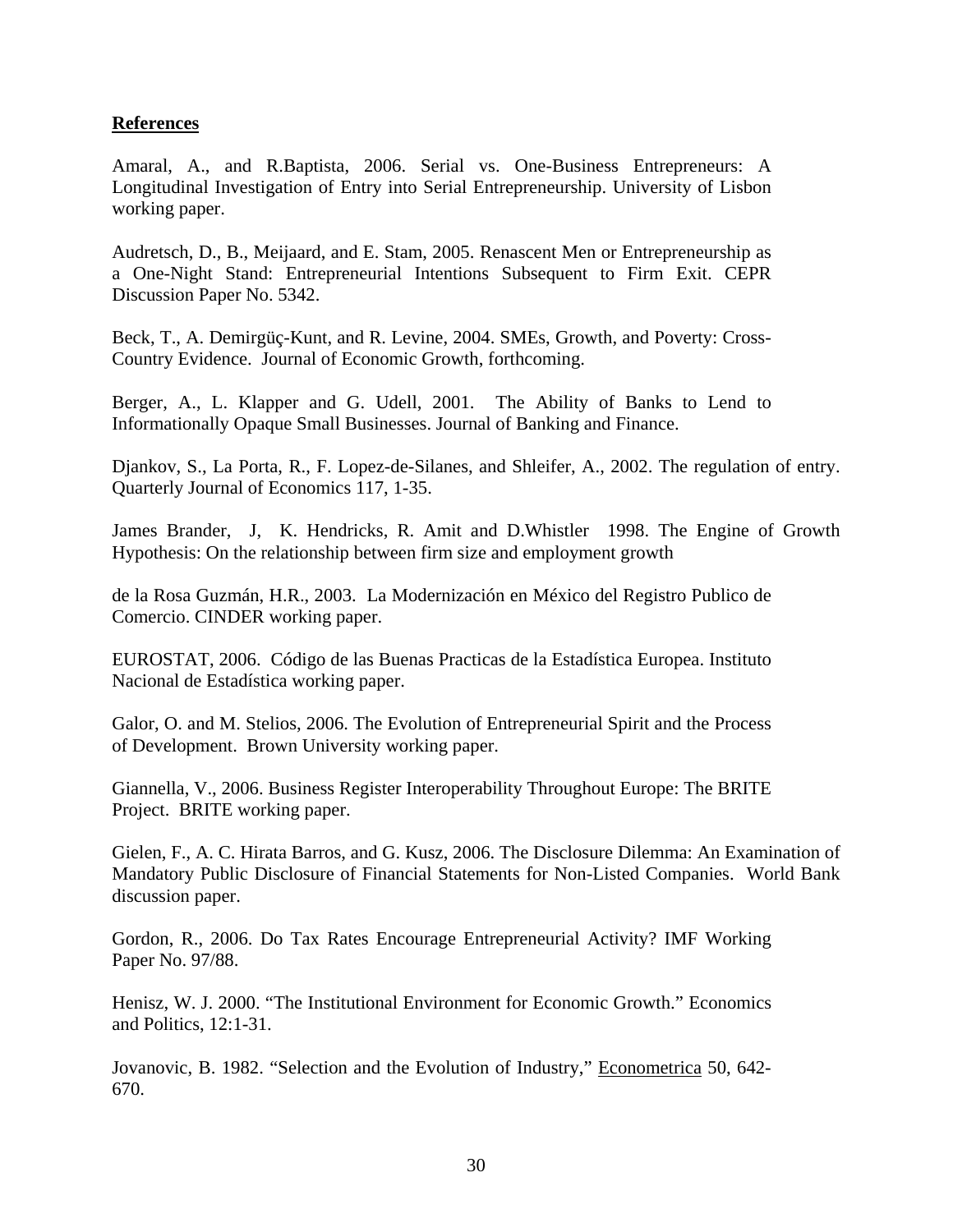**References**

Amaral, A., and R.Baptista, 2006. Serial vs. One-Business Entrepreneurs: A Longitudinal Investigation of Entry into Serial Entrepreneurship. University of Lisbon working paper.

Audretsch, D., B., Meijaard, and E. Stam, 2005. Renascent Men or Entrepreneurship as a One-Night Stand: Entrepreneurial Intentions Subsequent to Firm Exit. CEPR Discussion Paper No. 5342.

Beck, T., A. Demirgüç-Kunt, and R. Levine, 2004. SMEs, Growth, and Poverty: Cross-Country Evidence. Journal of Economic Growth, forthcoming.

Berger, A., L. Klapper and G. Udell, 2001. The Ability of Banks to Lend to Informationally Opaque Small Businesses. Journal of Banking and Finance.

Djankov, S., La Porta, R., F. Lopez-de-Silanes, and Shleifer, A., 2002. The regulation of entry. Quarterly Journal of Economics 117, 1-35.

James Brander, J, K. Hendricks, R. Amit and D.Whistler 1998. The Engine of Growth Hypothesis: On the relationship between firm size and employment growth

de la Rosa Guzmán, H.R., 2003. La Modernización en México del Registro Publico de Comercio. CINDER working paper.

EUROSTAT, 2006. Código de las Buenas Practicas de la Estadística Europea. Instituto Nacional de Estadística working paper.

Galor, O. and M. Stelios, 2006. The Evolution of Entrepreneurial Spirit and the Process of Development. Brown University working paper.

Giannella, V., 2006. Business Register Interoperability Throughout Europe: The BRITE Project. BRITE working paper.

Gielen, F., A. C. Hirata Barros, and G. Kusz, 2006. The Disclosure Dilemma: An Examination of Mandatory Public Disclosure of Financial Statements for Non-Listed Companies. World Bank discussion paper.

Gordon, R., 2006. Do Tax Rates Encourage Entrepreneurial Activity? IMF Working Paper No. 97/88.

Henisz, W. J. 2000. "The Institutional Environment for Economic Growth." Economics and Politics, 12:1-31.

Jovanovic, B. 1982. "Selection and the Evolution of Industry," Econometrica 50, 642-670.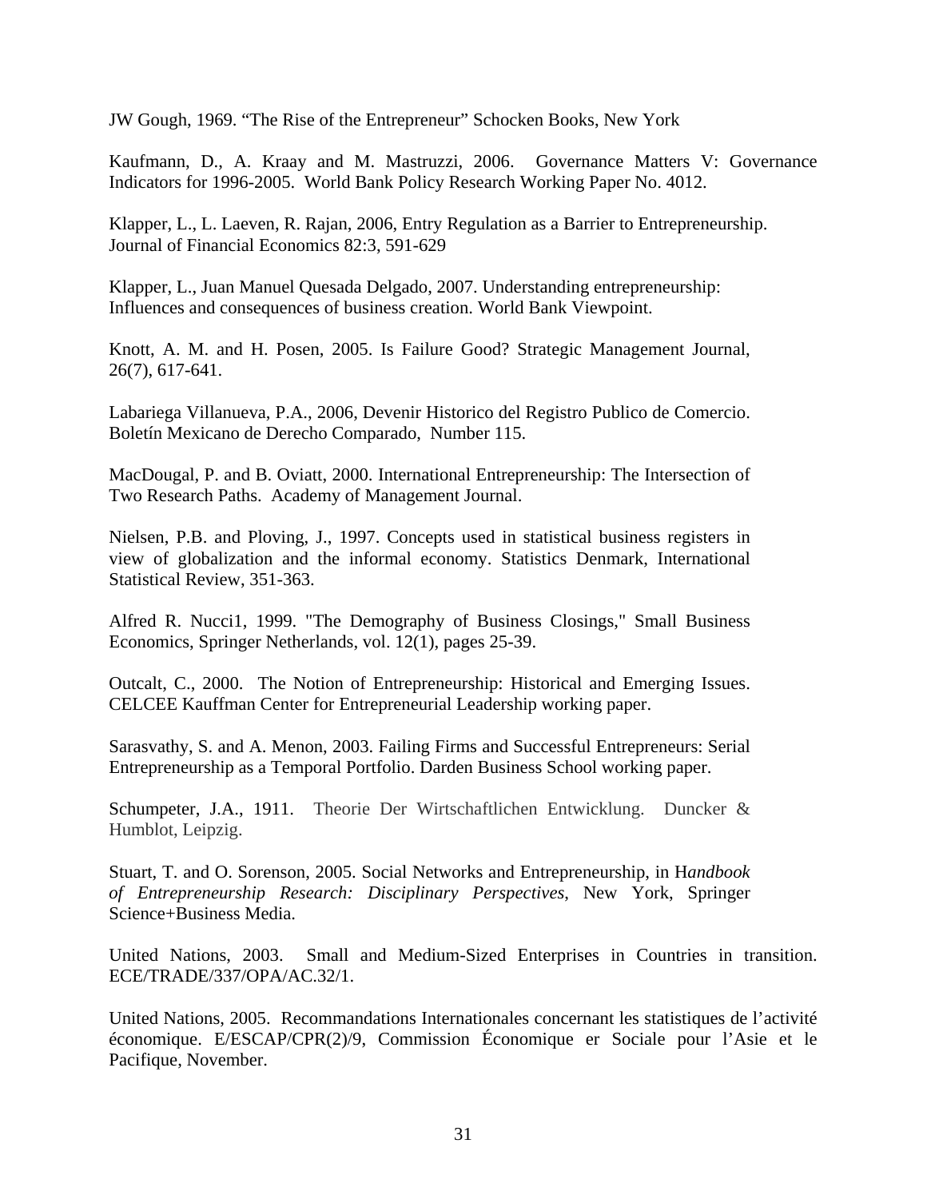JW Gough, 1969. “The Rise of the Entrepreneur” Schocken Books, New York

Kaufmann, D., A. Kraay and M. Mastruzzi, 2006. Governance Matters V: Governance Indicators for 1996-2005. World Bank Policy Research Working Paper No. 4012.

Klapper, L., L. Laeven, R. Rajan, 2006, Entry Regulation as a Barrier to Entrepreneurship. Journal of Financial Economics 82:3, 591-629

Klapper, L., Juan Manuel Quesada Delgado, 2007. Understanding entrepreneurship: Influences and consequences of business creation. World Bank Viewpoint.

Knott, A. M. and H. Posen, 2005. Is Failure Good? Strategic Management Journal, 26(7), 617-641.

Labariega Villanueva, P.A., 2006, Devenir Historico del Registro Publico de Comercio. Boletín Mexicano de Derecho Comparado, Number 115.

MacDougal, P. and B. Oviatt, 2000. International Entrepreneurship: The Intersection of Two Research Paths. Academy of Management Journal.

Nielsen, P.B. and Ploving, J., 1997. Concepts used in statistical business registers in view of globalization and the informal economy. Statistics Denmark, International Statistical Review, 351-363.

Alfred R. Nucci1, 1999. "The Demography of Business Closings," Small Business Economics, Springer Netherlands, vol. 12(1), pages 25-39.

Outcalt, C., 2000. The Notion of Entrepreneurship: Historical and Emerging Issues. CELCEE Kauffman Center for Entrepreneurial Leadership working paper.

Sarasvathy, S. and A. Menon, 2003. Failing Firms and Successful Entrepreneurs: Serial Entrepreneurship as a Temporal Portfolio. Darden Business School working paper.

Schumpeter, J.A., 1911. Theorie Der Wirtschaftlichen Entwicklung. Duncker & Humblot, Leipzig.

Stuart, T. and O. Sorenson, 2005. Social Networks and Entrepreneurship, in H*andbook of Entrepreneurship Research: Disciplinary Perspectives*, New York, Springer Science+Business Media.

United Nations, 2003. Small and Medium-Sized Enterprises in Countries in transition. ECE/TRADE/337/OPA/AC.32/1.

United Nations, 2005. Recommandations Internationales concernant les statistiques de l’activité économique. E/ESCAP/CPR(2)/9, Commission Économique er Sociale pour l’Asie et le Pacifique, November.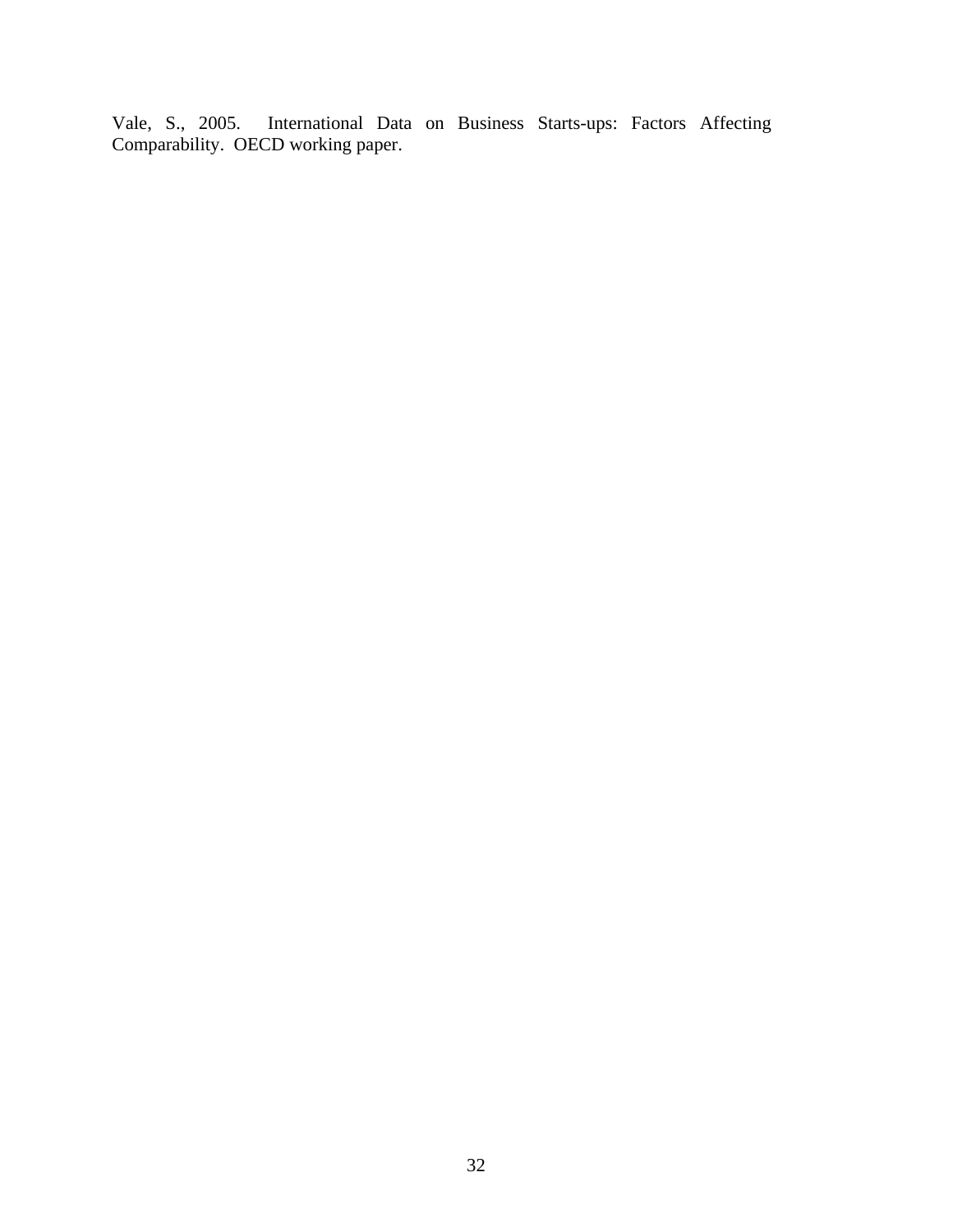Vale, S., 2005. International Data on Business Starts-ups: Factors Affecting Comparability. OECD working paper.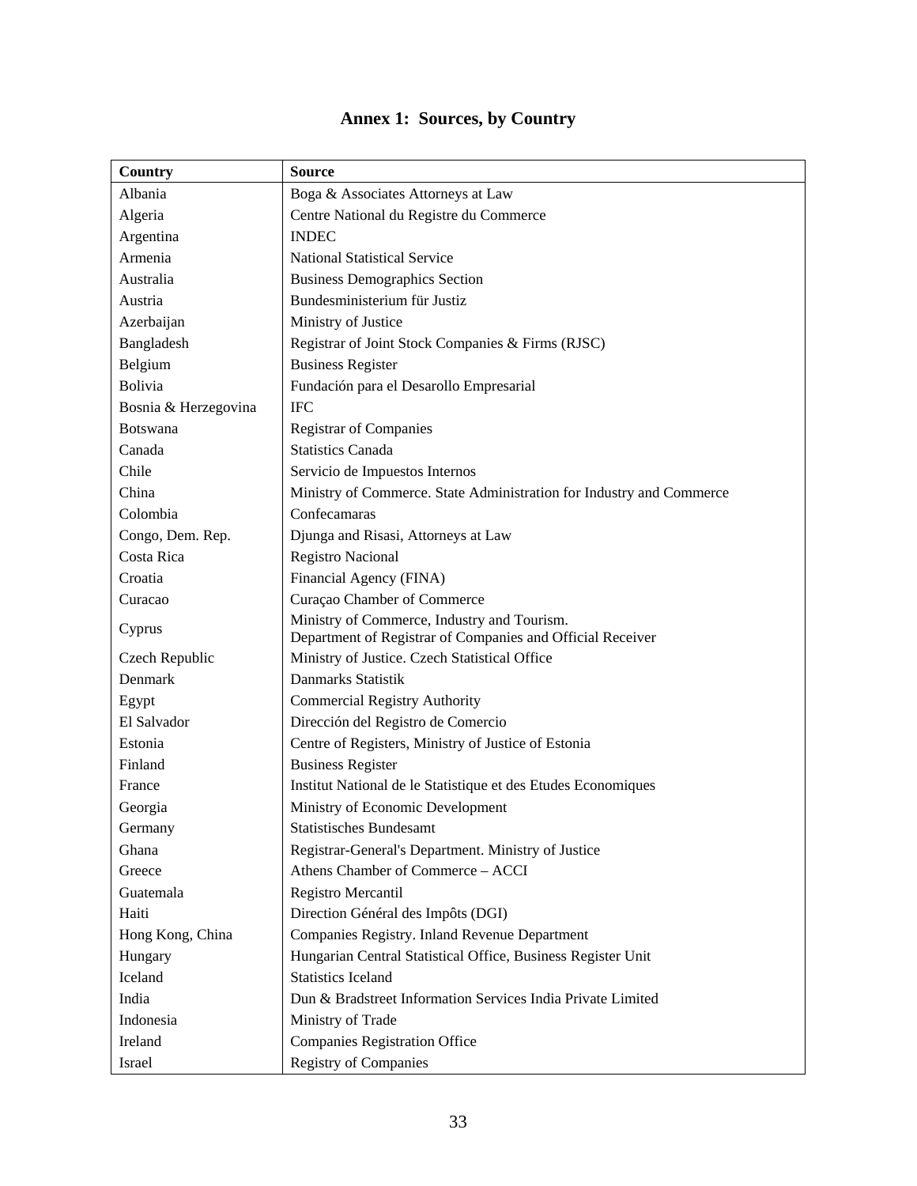# Annex 1: Sources, by Country

| Country | Source |
| --- | --- |
| Albania | Boga & Associates Attorneys at Law |
| Algeria | Centre National du Registre du Commerce |
| Argentina | INDEC |
| Armenia | National Statistical Service |
| Australia | Business Demographics Section |
| Austria | Bundesministerium für Justiz |
| Azerbaijan | Ministry of Justice |
| Bangladesh | Registrar of Joint Stock Companies & Firms (RJSC) |
| Belgium | Business Register |
| Bolivia | Fundación para el Desarollo Empresarial |
| Bosnia & Herzegovina | IFC |
| Botswana | Registrar of Companies |
| Canada | Statistics Canada |
| Chile | Servicio de Impuestos Internos |
| China | Ministry of Commerce. State Administration for Industry and Commerce |
| Colombia | Confecamaras |
| Congo, Dem. Rep. | Djunga and Risasi, Attorneys at Law |
| Costa Rica | Registro Nacional |
| Croatia | Financial Agency (FINA) |
| Curacao | Curaçao Chamber of Commerce |
| Cyprus | Ministry of Commerce, Industry and Tourism. Department of Registrar of Companies and Official Receiver |
| Czech Republic | Ministry of Justice. Czech Statistical Office |
| Denmark | Danmarks Statistik |
| Egypt | Commercial Registry Authority |
| El Salvador | Dirección del Registro de Comercio |
| Estonia | Centre of Registers, Ministry of Justice of Estonia |
| Finland | Business Register |
| France | Institut National de le Statistique et des Etudes Economiques |
| Georgia | Ministry of Economic Development |
| Germany | Statistisches Bundesamt |
| Ghana | Registrar-General's Department. Ministry of Justice |
| Greece | Athens Chamber of Commerce – ACCI |
| Guatemala | Registro Mercantil |
| Haiti | Direction Général des Impôts (DGI) |
| Hong Kong, China | Companies Registry. Inland Revenue Department |
| Hungary | Hungarian Central Statistical Office, Business Register Unit |
| Iceland | Statistics Iceland |
| India | Dun & Bradstreet Information Services India Private Limited |
| Indonesia | Ministry of Trade |
| Ireland | Companies Registration Office |
| Israel | Registry of Companies |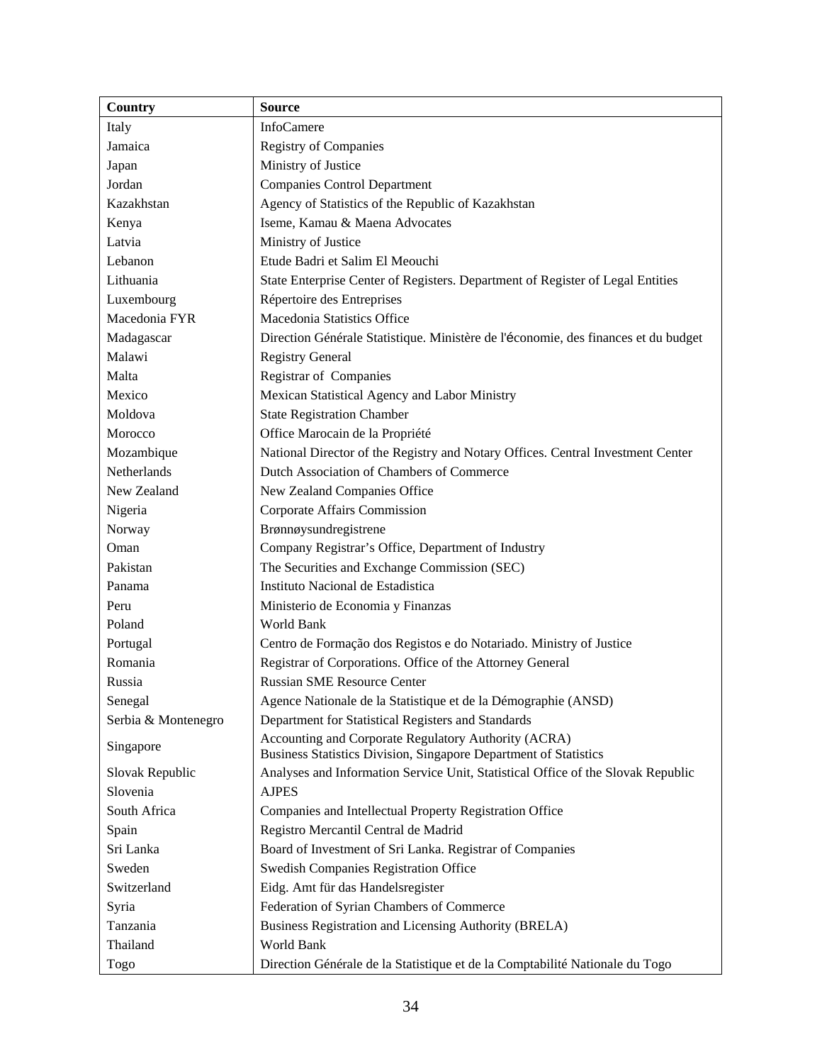| Country | Source |
|---|---|
| Italy | InfoCamere |
| Jamaica | Registry of Companies |
| Japan | Ministry of Justice |
| Jordan | Companies Control Department |
| Kazakhstan | Agency of Statistics of the Republic of Kazakhstan |
| Kenya | Iseme, Kamau & Maena Advocates |
| Latvia | Ministry of Justice |
| Lebanon | Etude Badri et Salim El Meouchi |
| Lithuania | State Enterprise Center of Registers. Department of Register of Legal Entities |
| Luxembourg | Répertoire des Entreprises |
| Macedonia FYR | Macedonia Statistics Office |
| Madagascar | Direction Générale Statistique. Ministère de l'économie, des finances et du budget |
| Malawi | Registry General |
| Malta | Registrar of Companies |
| Mexico | Mexican Statistical Agency and Labor Ministry |
| Moldova | State Registration Chamber |
| Morocco | Office Marocain de la Propriété |
| Mozambique | National Director of the Registry and Notary Offices. Central Investment Center |
| Netherlands | Dutch Association of Chambers of Commerce |
| New Zealand | New Zealand Companies Office |
| Nigeria | Corporate Affairs Commission |
| Norway | Brønnøysundregistrene |
| Oman | Company Registrar's Office, Department of Industry |
| Pakistan | The Securities and Exchange Commission (SEC) |
| Panama | Instituto Nacional de Estadistica |
| Peru | Ministerio de Economia y Finanzas |
| Poland | World Bank |
| Portugal | Centro de Formação dos Registos e do Notariado. Ministry of Justice |
| Romania | Registrar of Corporations. Office of the Attorney General |
| Russia | Russian SME Resource Center |
| Senegal | Agence Nationale de la Statistique et de la Démographie (ANSD) |
| Serbia & Montenegro | Department for Statistical Registers and Standards |
| Singapore | Accounting and Corporate Regulatory Authority (ACRA) Business Statistics Division, Singapore Department of Statistics |
| Slovak Republic | Analyses and Information Service Unit, Statistical Office of the Slovak Republic |
| Slovenia | AJPES |
| South Africa | Companies and Intellectual Property Registration Office |
| Spain | Registro Mercantil Central de Madrid |
| Sri Lanka | Board of Investment of Sri Lanka. Registrar of Companies |
| Sweden | Swedish Companies Registration Office |
| Switzerland | Eidg. Amt für das Handelsregister |
| Syria | Federation of Syrian Chambers of Commerce |
| Tanzania | Business Registration and Licensing Authority (BRELA) |
| Thailand | World Bank |
| Togo | Direction Générale de la Statistique et de la Comptabilité Nationale du Togo |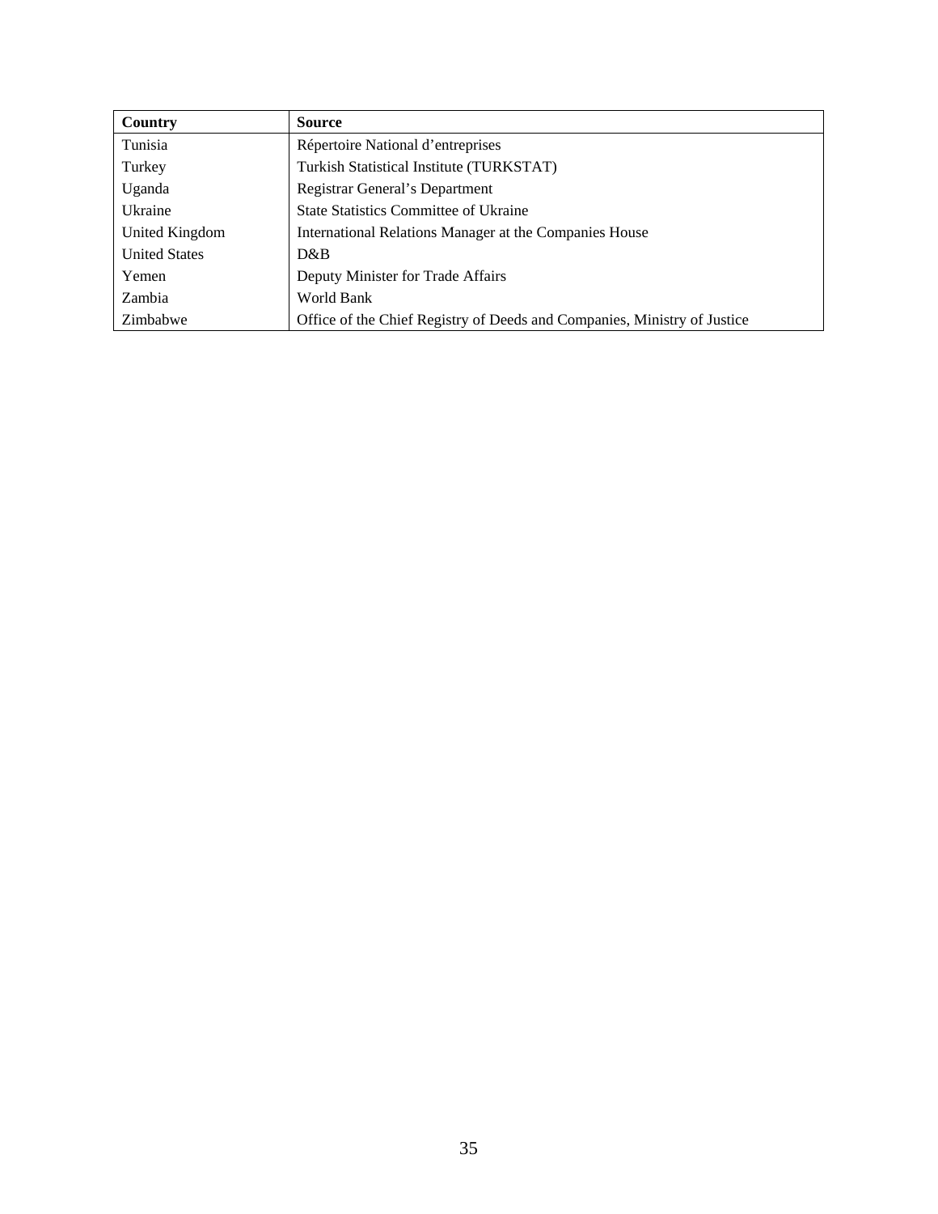| Country | Source |
| --- | --- |
| Tunisia | Répertoire National d’entreprises |
| Turkey | Turkish Statistical Institute (TURKSTAT) |
| Uganda | Registrar General’s Department |
| Ukraine | State Statistics Committee of Ukraine |
| United Kingdom | International Relations Manager at the Companies House |
| United States | D&B |
| Yemen | Deputy Minister for Trade Affairs |
| Zambia | World Bank |
| Zimbabwe | Office of the Chief Registry of Deeds and Companies, Ministry of Justice |